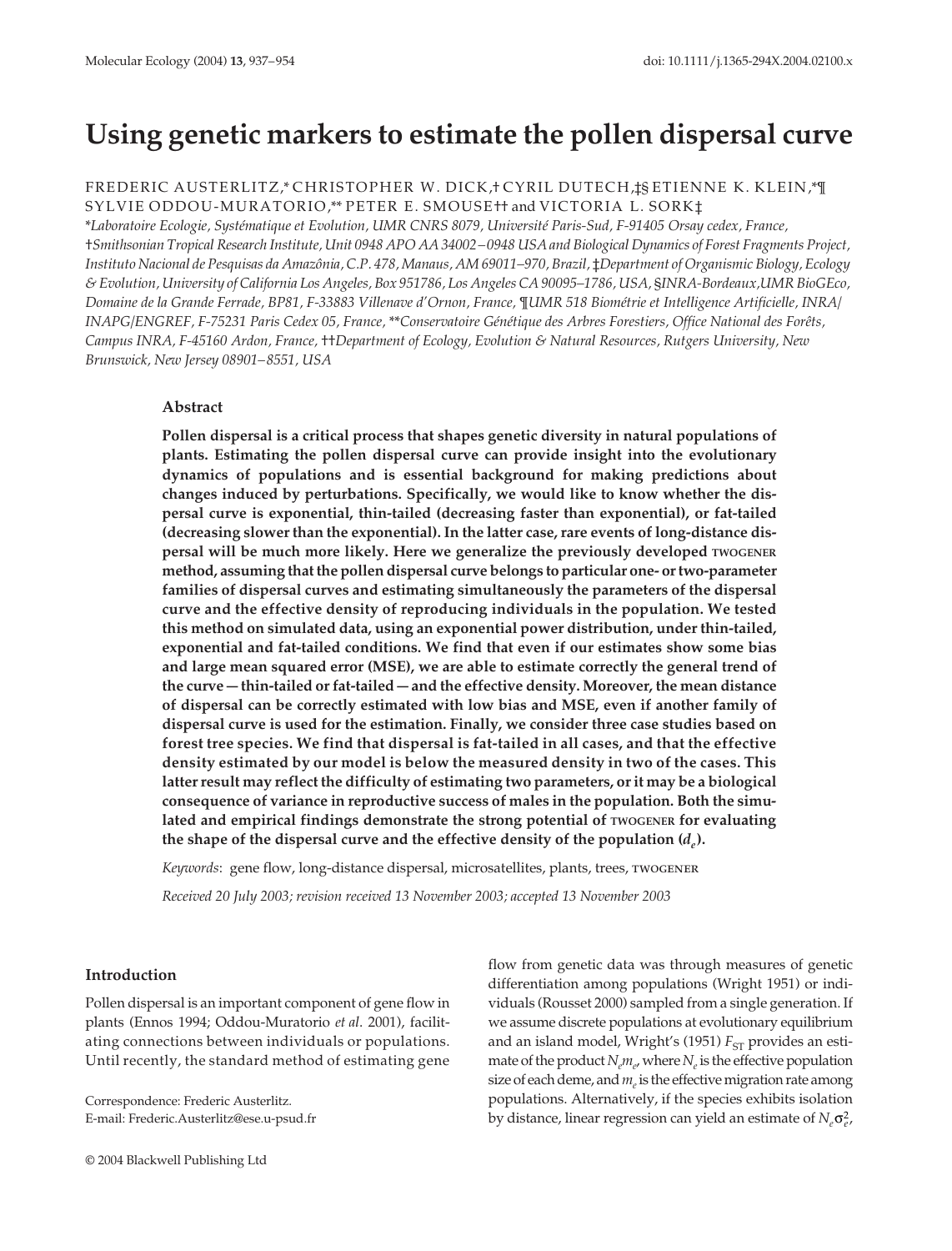# Using genetic markers to estimate the pollen dispersal curve

FREDERIC AUSTERLITZ,* CHRISTOPHER W. DICK,† CYRIL DUTECH,‡§ ETIENNE K. KLEIN,*¶ SYLVIE ODDOU-MURATORIO,** PETER E. SMOUSE†† and VICTORIA L. SORK‡

*Laboratoire Ecologie, Systématique et Evolution, UMR CNRS 8079, Université Paris-Sud, F-91405 Orsay cedex, France, †Smithsonian Tropical Research Institute, Unit 0948 APO AA 34002–0948 USA and Biological Dynamics of Forest Fragments Project, Instituto Nacional de Pesquisas da Amazônia, C.P. 478, Manaus, AM 69011–970, Brazil, ‡Department of Organismic Biology, Ecology & Evolution, University of California Los Angeles, Box 951786, Los Angeles CA 90095–1786, USA, §INRA-Bordeaux,UMR BioGEco, Domaine de la Grande Ferrade, BP81, F-33883 Villenave d'Ornon, France, ¶UMR 518 Biométrie et Intelligence Artificielle, INRA/INAPG/ENGREF, F-75231 Paris Cedex 05, France, **Conservatoire Génétique des Arbres Forestiers, Office National des Forêts, Campus INRA, F-45160 Ardon, France, ††Department of Ecology, Evolution & Natural Resources, Rutgers University, New Brunswick, New Jersey 08901–8551, USA

## Abstract

**Pollen dispersal is a critical process that shapes genetic diversity in natural populations of plants. Estimating the pollen dispersal curve can provide insight into the evolutionary dynamics of populations and is essential background for making predictions about changes induced by perturbations. Specifically, we would like to know whether the dispersal curve is exponential, thin-tailed (decreasing faster than exponential), or fat-tailed (decreasing slower than the exponential). In the latter case, rare events of long-distance dispersal will be much more likely. Here we generalize the previously developed TWOGENER method, assuming that the pollen dispersal curve belongs to particular one- or two-parameter families of dispersal curves and estimating simultaneously the parameters of the dispersal curve and the effective density of reproducing individuals in the population. We tested this method on simulated data, using an exponential power distribution, under thin-tailed, exponential and fat-tailed conditions. We find that even if our estimates show some bias and large mean squared error (MSE), we are able to estimate correctly the general trend of the curve — thin-tailed or fat-tailed — and the effective density. Moreover, the mean distance of dispersal can be correctly estimated with low bias and MSE, even if another family of dispersal curve is used for the estimation. Finally, we consider three case studies based on forest tree species. We find that dispersal is fat-tailed in all cases, and that the effective density estimated by our model is below the measured density in two of the cases. This latter result may reflect the difficulty of estimating two parameters, or it may be a biological consequence of variance in reproductive success of males in the population. Both the simulated and empirical findings demonstrate the strong potential of TWOGENER for evaluating the shape of the dispersal curve and the effective density of the population ($d_e$).**

*Keywords*: gene flow, long-distance dispersal, microsatellites, plants, trees, TWOGENER

*Received 20 July 2003; revision received 13 November 2003; accepted 13 November 2003*

## Introduction

Pollen dispersal is an important component of gene flow in plants (Ennos 1994; Oddou-Muratorio *et al.* 2001), facilitating connections between individuals or populations. Until recently, the standard method of estimating gene flow from genetic data was through measures of genetic differentiation among populations (Wright 1951) or individuals (Rousset 2000) sampled from a single generation. If we assume discrete populations at evolutionary equilibrium and an island model, Wright's (1951) $F_{ST}$ provides an estimate of the product $N_e m_e$, where $N_e$ is the effective population size of each deme, and $m_e$ is the effective migration rate among populations. Alternatively, if the species exhibits isolation by distance, linear regression can yield an estimate of $N_e\sigma_e^2$,

Correspondence: Frederic Austerlitz.
E-mail: Frederic.Austerlitz@ese.u-psud.fr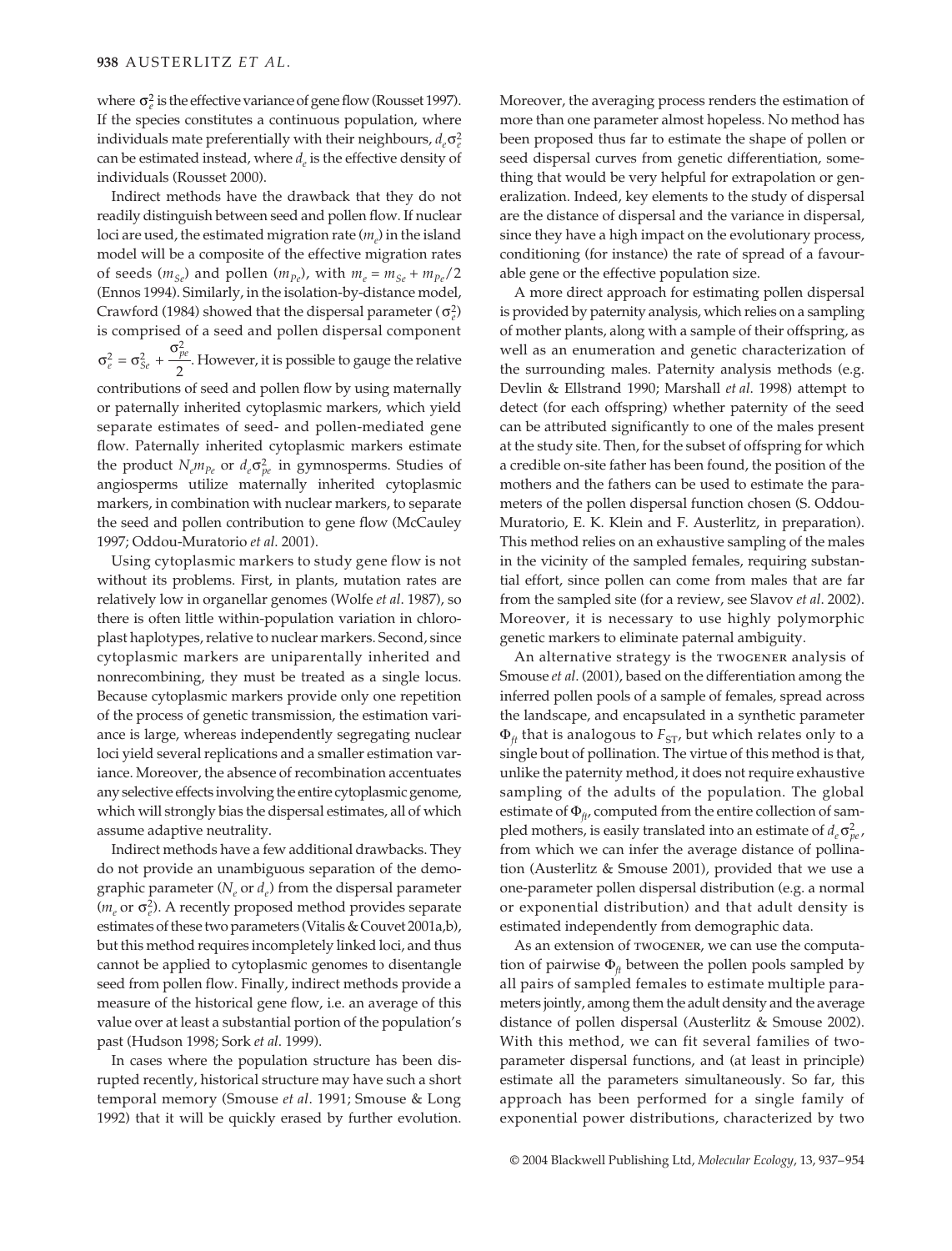where $\sigma_e^2$ is the effective variance of gene flow (Rousset 1997). If the species constitutes a continuous population, where individuals mate preferentially with their neighbours, $d_e\sigma_e^2$ can be estimated instead, where $d_e$ is the effective density of individuals (Rousset 2000).

Indirect methods have the drawback that they do not readily distinguish between seed and pollen flow. If nuclear loci are used, the estimated migration rate ($m_e$) in the island model will be a composite of the effective migration rates of seeds ($m_{Se}$) and pollen ($m_{Pe}$), with $m_e = m_{Se} + m_{Pe}/2$ (Ennos 1994). Similarly, in the isolation-by-distance model, Crawford (1984) showed that the dispersal parameter ($\sigma_e^2$) is comprised of a seed and pollen dispersal component $\sigma_e^2 = \sigma_{Se}^2 + \frac{\sigma_{pe}^2}{2}$. However, it is possible to gauge the relative contributions of seed and pollen flow by using maternally or paternally inherited cytoplasmic markers, which yield separate estimates of seed- and pollen-mediated gene flow. Paternally inherited cytoplasmic markers estimate the product $N_e m_{Pe}$ or $d_e\sigma_{pe}^2$ in gymnosperms. Studies of angiosperms utilize maternally inherited cytoplasmic markers, in combination with nuclear markers, to separate the seed and pollen contribution to gene flow (McCauley 1997; Oddou-Muratorio *et al*. 2001).

Using cytoplasmic markers to study gene flow is not without its problems. First, in plants, mutation rates are relatively low in organellar genomes (Wolfe *et al*. 1987), so there is often little within-population variation in chloroplast haplotypes, relative to nuclear markers. Second, since cytoplasmic markers are uniparentally inherited and nonrecombining, they must be treated as a single locus. Because cytoplasmic markers provide only one repetition of the process of genetic transmission, the estimation variance is large, whereas independently segregating nuclear loci yield several replications and a smaller estimation variance. Moreover, the absence of recombination accentuates any selective effects involving the entire cytoplasmic genome, which will strongly bias the dispersal estimates, all of which assume adaptive neutrality.

Indirect methods have a few additional drawbacks. They do not provide an unambiguous separation of the demographic parameter ($N_e$ or $d_e$) from the dispersal parameter ($m_e$ or $\sigma_e^2$). A recently proposed method provides separate estimates of these two parameters (Vitalis & Couvet 2001a,b), but this method requires incompletely linked loci, and thus cannot be applied to cytoplasmic genomes to disentangle seed from pollen flow. Finally, indirect methods provide a measure of the historical gene flow, i.e. an average of this value over at least a substantial portion of the population's past (Hudson 1998; Sork *et al*. 1999).

In cases where the population structure has been disrupted recently, historical structure may have such a short temporal memory (Smouse *et al*. 1991; Smouse & Long 1992) that it will be quickly erased by further evolution. Moreover, the averaging process renders the estimation of more than one parameter almost hopeless. No method has been proposed thus far to estimate the shape of pollen or seed dispersal curves from genetic differentiation, something that would be very helpful for extrapolation or generalization. Indeed, key elements to the study of dispersal are the distance of dispersal and the variance in dispersal, since they have a high impact on the evolutionary process, conditioning (for instance) the rate of spread of a favourable gene or the effective population size.

A more direct approach for estimating pollen dispersal is provided by paternity analysis, which relies on a sampling of mother plants, along with a sample of their offspring, as well as an enumeration and genetic characterization of the surrounding males. Paternity analysis methods (e.g. Devlin & Ellstrand 1990; Marshall *et al*. 1998) attempt to detect (for each offspring) whether paternity of the seed can be attributed significantly to one of the males present at the study site. Then, for the subset of offspring for which a credible on-site father has been found, the position of the mothers and the fathers can be used to estimate the parameters of the pollen dispersal function chosen (S. Oddou-Muratorio, E. K. Klein and F. Austerlitz, in preparation). This method relies on an exhaustive sampling of the males in the vicinity of the sampled females, requiring substantial effort, since pollen can come from males that are far from the sampled site (for a review, see Slavov *et al*. 2002). Moreover, it is necessary to use highly polymorphic genetic markers to eliminate paternal ambiguity.

An alternative strategy is the TWOGENER analysis of Smouse *et al*. (2001), based on the differentiation among the inferred pollen pools of a sample of females, spread across the landscape, and encapsulated in a synthetic parameter $\Phi_{ft}$ that is analogous to $F_{ST}$, but which relates only to a single bout of pollination. The virtue of this method is that, unlike the paternity method, it does not require exhaustive sampling of the adults of the population. The global estimate of $\Phi_{ft}$, computed from the entire collection of sampled mothers, is easily translated into an estimate of $d_e\sigma_{pe}^2$, from which we can infer the average distance of pollination (Austerlitz & Smouse 2001), provided that we use a one-parameter pollen dispersal distribution (e.g. a normal or exponential distribution) and that adult density is estimated independently from demographic data.

As an extension of TWOGENER, we can use the computation of pairwise $\Phi_{ft}$ between the pollen pools sampled by all pairs of sampled females to estimate multiple parameters jointly, among them the adult density and the average distance of pollen dispersal (Austerlitz & Smouse 2002). With this method, we can fit several families of two-parameter dispersal functions, and (at least in principle) estimate all the parameters simultaneously. So far, this approach has been performed for a single family of exponential power distributions, characterized by two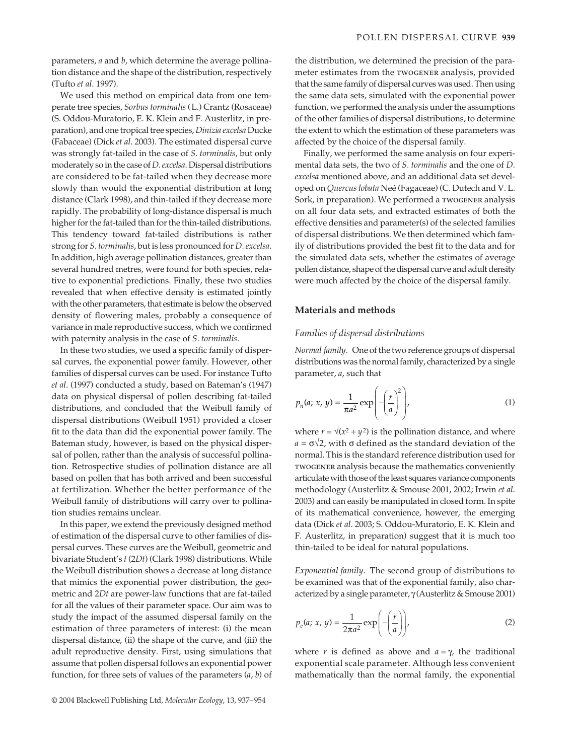parameters, *a* and *b*, which determine the average pollination distance and the shape of the distribution, respectively (Tufto *et al*. 1997).

We used this method on empirical data from one temperate tree species, *Sorbus torminalis* (L.) Crantz (Rosaceae) (S. Oddou-Muratorio, E. K. Klein and F. Austerlitz, in preparation), and one tropical tree species, *Dinizia excelsa* Ducke (Fabaceae) (Dick *et al*. 2003). The estimated dispersal curve was strongly fat-tailed in the case of *S. torminalis*, but only moderately so in the case of *D. excelsa*. Dispersal distributions are considered to be fat-tailed when they decrease more slowly than would the exponential distribution at long distance (Clark 1998), and thin-tailed if they decrease more rapidly. The probability of long-distance dispersal is much higher for the fat-tailed than for the thin-tailed distributions. This tendency toward fat-tailed distributions is rather strong for *S. torminalis*, but is less pronounced for *D. excelsa*. In addition, high average pollination distances, greater than several hundred metres, were found for both species, relative to exponential predictions. Finally, these two studies revealed that when effective density is estimated jointly with the other parameters, that estimate is below the observed density of flowering males, probably a consequence of variance in male reproductive success, which we confirmed with paternity analysis in the case of *S. torminalis*.

In these two studies, we used a specific family of dispersal curves, the exponential power family. However, other families of dispersal curves can be used. For instance Tufto *et al*. (1997) conducted a study, based on Bateman's (1947) data on physical dispersal of pollen describing fat-tailed distributions, and concluded that the Weibull family of dispersal distributions (Weibull 1951) provided a closer fit to the data than did the exponential power family. The Bateman study, however, is based on the physical dispersal of pollen, rather than the analysis of successful pollination. Retrospective studies of pollination distance are all based on pollen that has both arrived and been successful at fertilization. Whether the better performance of the Weibull family of distributions will carry over to pollination studies remains unclear.

In this paper, we extend the previously designed method of estimation of the dispersal curve to other families of dispersal curves. These curves are the Weibull, geometric and bivariate Student's *t* (2*Dt*) (Clark 1998) distributions. While the Weibull distribution shows a decrease at long distance that mimics the exponential power distribution, the geometric and 2*Dt* are power-law functions that are fat-tailed for all the values of their parameter space. Our aim was to study the impact of the assumed dispersal family on the estimation of three parameters of interest: (i) the mean dispersal distance, (ii) the shape of the curve, and (iii) the adult reproductive density. First, using simulations that assume that pollen dispersal follows an exponential power function, for three sets of values of the parameters (*a*, *b*) of the distribution, we determined the precision of the parameter estimates from the TWOGENER analysis, provided that the same family of dispersal curves was used. Then using the same data sets, simulated with the exponential power function, we performed the analysis under the assumptions of the other families of dispersal distributions, to determine the extent to which the estimation of these parameters was affected by the choice of the dispersal family.

Finally, we performed the same analysis on four experimental data sets, the two of *S. torminalis* and the one of *D. excelsa* mentioned above, and an additional data set developed on *Quercus lobata* Neé (Fagaceae) (C. Dutech and V. L. Sork, in preparation). We performed a TWOGENER analysis on all four data sets, and extracted estimates of both the effective densities and parameter(s) of the selected families of dispersal distributions. We then determined which family of distributions provided the best fit to the data and for the simulated data sets, whether the estimates of average pollen distance, shape of the dispersal curve and adult density were much affected by the choice of the dispersal family.

## Materials and methods

### *Families of dispersal distributions*

*Normal family*. One of the two reference groups of dispersal distributions was the normal family, characterized by a single parameter, *a*, such that

$$p_n(a;\, x,\, y) = \frac{1}{\pi a^2} \exp\left(-\left(\frac{r}{a}\right)^2\right), \tag{1}$$

where $r = \sqrt{(x^2 + y^2)}$ is the pollination distance, and where $a = \sigma\sqrt{2}$, with $\sigma$ defined as the standard deviation of the normal. This is the standard reference distribution used for TWOGENER analysis because the mathematics conveniently articulate with those of the least squares variance components methodology (Austerlitz & Smouse 2001, 2002; Irwin *et al*. 2003) and can easily be manipulated in closed form. In spite of its mathematical convenience, however, the emerging data (Dick *et al*. 2003; S. Oddou-Muratorio, E. K. Klein and F. Austerlitz, in preparation) suggest that it is much too thin-tailed to be ideal for natural populations.

*Exponential family*. The second group of distributions to be examined was that of the exponential family, also characterized by a single parameter, $\gamma$ (Austerlitz & Smouse 2001)

$$p_e(a;\, x,\, y) = \frac{1}{2\pi a^2} \exp\left(-\left(\frac{r}{a}\right)\right), \tag{2}$$

where *r* is defined as above and $a = \gamma$, the traditional exponential scale parameter. Although less convenient mathematically than the normal family, the exponential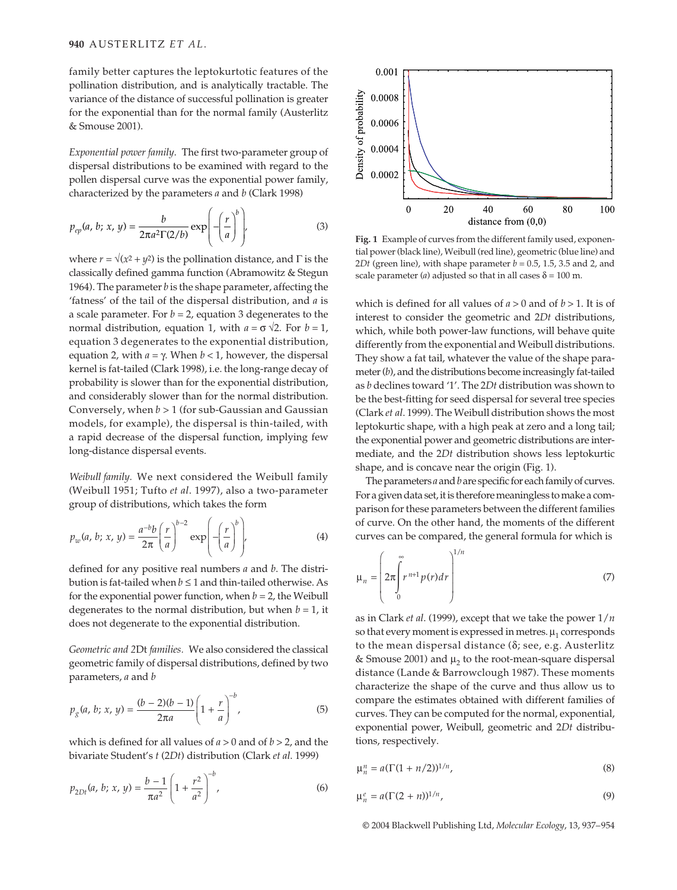family better captures the leptokurtotic features of the pollination distribution, and is analytically tractable. The variance of the distance of successful pollination is greater for the exponential than for the normal family (Austerlitz & Smouse 2001).

*Exponential power family.* The first two-parameter group of dispersal distributions to be examined with regard to the pollen dispersal curve was the exponential power family, characterized by the parameters $a$ and $b$ (Clark 1998)

$$p_{ep}(a, b; x, y) = \frac{b}{2\pi a^2 \Gamma(2/b)} \exp\left(-\left(\frac{r}{a}\right)^b\right), \tag{3}$$

where $r = \sqrt{(x^2 + y^2)}$ is the pollination distance, and $\Gamma$ is the classically defined gamma function (Abramowitz & Stegun 1964). The parameter $b$ is the shape parameter, affecting the 'fatness' of the tail of the dispersal distribution, and $a$ is a scale parameter. For $b = 2$, equation 3 degenerates to the normal distribution, equation 1, with $a = \sigma\sqrt{2}$. For $b = 1$, equation 3 degenerates to the exponential distribution, equation 2, with $a = \gamma$. When $b < 1$, however, the dispersal kernel is fat-tailed (Clark 1998), i.e. the long-range decay of probability is slower than for the exponential distribution, and considerably slower than for the normal distribution. Conversely, when $b > 1$ (for sub-Gaussian and Gaussian models, for example), the dispersal is thin-tailed, with a rapid decrease of the dispersal function, implying few long-distance dispersal events.

*Weibull family.* We next considered the Weibull family (Weibull 1951; Tufto *et al*. 1997), also a two-parameter group of distributions, which takes the form

$$p_w(a, b; x, y) = \frac{a^{-b} b}{2\pi}\left(\frac{r}{a}\right)^{b-2} \exp\left(-\left(\frac{r}{a}\right)^b\right), \tag{4}$$

defined for any positive real numbers $a$ and $b$. The distribution is fat-tailed when $b \leq 1$ and thin-tailed otherwise. As for the exponential power function, when $b = 2$, the Weibull degenerates to the normal distribution, but when $b = 1$, it does not degenerate to the exponential distribution.

*Geometric and 2*Dt *families.* We also considered the classical geometric family of dispersal distributions, defined by two parameters, $a$ and $b$

$$p_g(a, b; x, y) = \frac{(b-2)(b-1)}{2\pi a}\left(1 + \frac{r}{a}\right)^{-b}, \tag{5}$$

which is defined for all values of $a > 0$ and of $b > 2$, and the bivariate Student's $t$ (2*Dt*) distribution (Clark *et al*. 1999)

$$p_{2Dt}(a, b; x, y) = \frac{b-1}{\pi a^2}\left(1 + \frac{r^2}{a^2}\right)^{-b}, \tag{6}$$

Fig. 1 Example of curves from the different family used, exponential power (black line), Weibull (red line), geometric (blue line) and 2*Dt* (green line), with shape parameter $b = 0.5$, 1.5, 3.5 and 2, and scale parameter ($a$) adjusted so that in all cases $\delta = 100$ m.

which is defined for all values of $a > 0$ and of $b > 1$. It is of interest to consider the geometric and 2*Dt* distributions, which, while both power-law functions, will behave quite differently from the exponential and Weibull distributions. They show a fat tail, whatever the value of the shape parameter ($b$), and the distributions become increasingly fat-tailed as $b$ declines toward '1'. The 2*Dt* distribution was shown to be the best-fitting for seed dispersal for several tree species (Clark *et al*. 1999). The Weibull distribution shows the most leptokurtic shape, with a high peak at zero and a long tail; the exponential power and geometric distributions are intermediate, and the 2*Dt* distribution shows less leptokurtic shape, and is concave near the origin (Fig. 1).

The parameters $a$ and $b$ are specific for each family of curves. For a given data set, it is therefore meaningless to make a comparison for these parameters between the different families of curve. On the other hand, the moments of the different curves can be compared, the general formula for which is

$$\mu_n = \left(2\pi \int_0^\infty r^{n+1} p(r) dr\right)^{1/n} \tag{7}$$

as in Clark *et al*. (1999), except that we take the power $1/n$ so that every moment is expressed in metres. $\mu_1$ corresponds to the mean dispersal distance ($\delta$; see, e.g. Austerlitz & Smouse 2001) and $\mu_2$ to the root-mean-square dispersal distance (Lande & Barrowclough 1987). These moments characterize the shape of the curve and thus allow us to compare the estimates obtained with different families of curves. They can be computed for the normal, exponential, exponential power, Weibull, geometric and 2*Dt* distributions, respectively.

$$\mu_n^n = a(\Gamma(1 + n/2))^{1/n}, \tag{8}$$

$$\mu_n^e = a(\Gamma(2 + n))^{1/n}, \tag{9}$$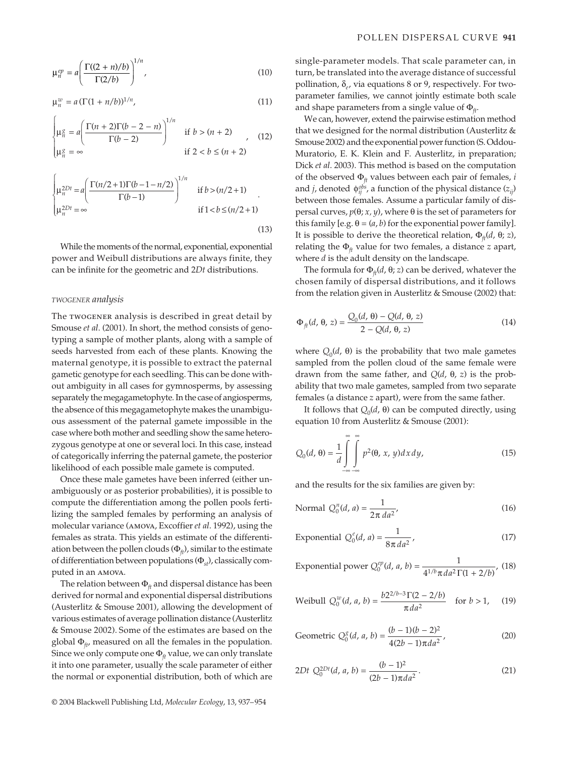$$\mu_n^{ep} = a\left(\frac{\Gamma((2+n)/b)}{\Gamma(2/b)}\right)^{1/n}, \tag{10}$$

$$\mu_n^{w} = a\,(\Gamma(1+n/b))^{1/n}, \tag{11}$$

$$\begin{cases} \mu_n^{g} = a\left(\dfrac{\Gamma(n+2)\Gamma(b-2-n)}{\Gamma(b-2)}\right)^{1/n} & \text{if } b > (n+2) \\ \mu_n^{g} = \infty & \text{if } 2 < b \le (n+2) \end{cases}, \tag{12}$$

$$\begin{cases} \mu_n^{2Dt} = a\left(\dfrac{\Gamma(n/2+1)\Gamma(b-1-n/2)}{\Gamma(b-1)}\right)^{1/n} & \text{if } b > (n/2+1) \\ \mu_n^{2Dt} = \infty & \text{if } 1 < b \le (n/2+1) \end{cases}. \tag{13}$$

While the moments of the normal, exponential, exponential power and Weibull distributions are always finite, they can be infinite for the geometric and 2*Dt* distributions.

#### *TWOGENER analysis*

The TWOGENER analysis is described in great detail by Smouse *et al*. (2001). In short, the method consists of genotyping a sample of mother plants, along with a sample of seeds harvested from each of these plants. Knowing the maternal genotype, it is possible to extract the paternal gametic genotype for each seedling. This can be done without ambiguity in all cases for gymnosperms, by assessing separately the megagametophyte. In the case of angiosperms, the absence of this megagametophyte makes the unambiguous assessment of the paternal gamete impossible in the case where both mother and seedling show the same heterozygous genotype at one or several loci. In this case, instead of categorically inferring the paternal gamete, the posterior likelihood of each possible male gamete is computed.

Once these male gametes have been inferred (either unambiguously or as posterior probabilities), it is possible to compute the differentiation among the pollen pools fertilizing the sampled females by performing an analysis of molecular variance (AMOVA, Excoffier *et al*. 1992), using the females as strata. This yields an estimate of the differentiation between the pollen clouds ($\Phi_{ft}$), similar to the estimate of differentiation between populations ($\Phi_{st}$), classically computed in an AMOVA.

The relation between $\Phi_{ft}$ and dispersal distance has been derived for normal and exponential dispersal distributions (Austerlitz & Smouse 2001), allowing the development of various estimates of average pollination distance (Austerlitz & Smouse 2002). Some of the estimates are based on the global $\Phi_{ft}$, measured on all the females in the population. Since we only compute one $\Phi_{ft}$ value, we can only translate it into one parameter, usually the scale parameter of either the normal or exponential distribution, both of which are single-parameter models. That scale parameter can, in turn, be translated into the average distance of successful pollination, $\delta_e$, via equations 8 or 9, respectively. For two-parameter families, we cannot jointly estimate both scale and shape parameters from a single value of $\Phi_{ft}$.

We can, however, extend the pairwise estimation method that we designed for the normal distribution (Austerlitz & Smouse 2002) and the exponential power function (S. Oddou-Muratorio, E. K. Klein and F. Austerlitz, in preparation; Dick *et al*. 2003). This method is based on the computation of the observed $\Phi_{ft}$ values between each pair of females, *i* and *j*, denoted $\phi_{ij}^{obs}$, a function of the physical distance ($z_{ij}$) between those females. Assume a particular family of dispersal curves, $p(\theta; x, y)$, where $\theta$ is the set of parameters for this family [e.g. $\theta = (a, b)$ for the exponential power family]. It is possible to derive the theoretical relation, $\Phi_{ft}(d, \theta; z)$, relating the $\Phi_{ft}$ value for two females, a distance *z* apart, where *d* is the adult density on the landscape.

The formula for $\Phi_{ft}(d, \theta; z)$ can be derived, whatever the chosen family of dispersal distributions, and it follows from the relation given in Austerlitz & Smouse (2002) that:

$$\Phi_{ft}(d, \theta, z) = \frac{Q_0(d, \theta) - Q(d, \theta, z)}{2 - Q(d, \theta, z)} \tag{14}$$

where $Q_0(d, \theta)$ is the probability that two male gametes sampled from the pollen cloud of the same female were drawn from the same father, and $Q(d, \theta, z)$ is the probability that two male gametes, sampled from two separate females (a distance *z* apart), were from the same father.

It follows that $Q_0(d, \theta)$ can be computed directly, using equation 10 from Austerlitz & Smouse (2001):

$$Q_0(d, \theta) = \frac{1}{d}\int_{-\infty}^{\infty}\int_{-\infty}^{\infty} p^2(\theta, x, y)\,dx\,dy, \tag{15}$$

and the results for the six families are given by:

$$\text{Normal } Q_0^{n}(d, a) = \frac{1}{2\pi d a^2}, \tag{16}$$

$$\text{Exponential } Q_0^{e}(d, a) = \frac{1}{8\pi d a^2}, \tag{17}$$

$$\text{Exponential power } Q_0^{ep}(d, a, b) = \frac{1}{4^{1/b}\pi d a^2 \Gamma(1+2/b)}, \tag{18}$$

$$\text{Weibull } Q_0^{w}(d, a, b) = \frac{b 2^{2/b-3}\Gamma(2-2/b)}{\pi d a^2} \quad \text{for } b > 1, \tag{19}$$

$$\text{Geometric } Q_0^{g}(d, a, b) = \frac{(b-1)(b-2)^2}{4(2b-1)\pi d a^2}, \tag{20}$$

$$2Dt\ Q_0^{2Dt}(d, a, b) = \frac{(b-1)^2}{(2b-1)\pi d a^2}. \tag{21}$$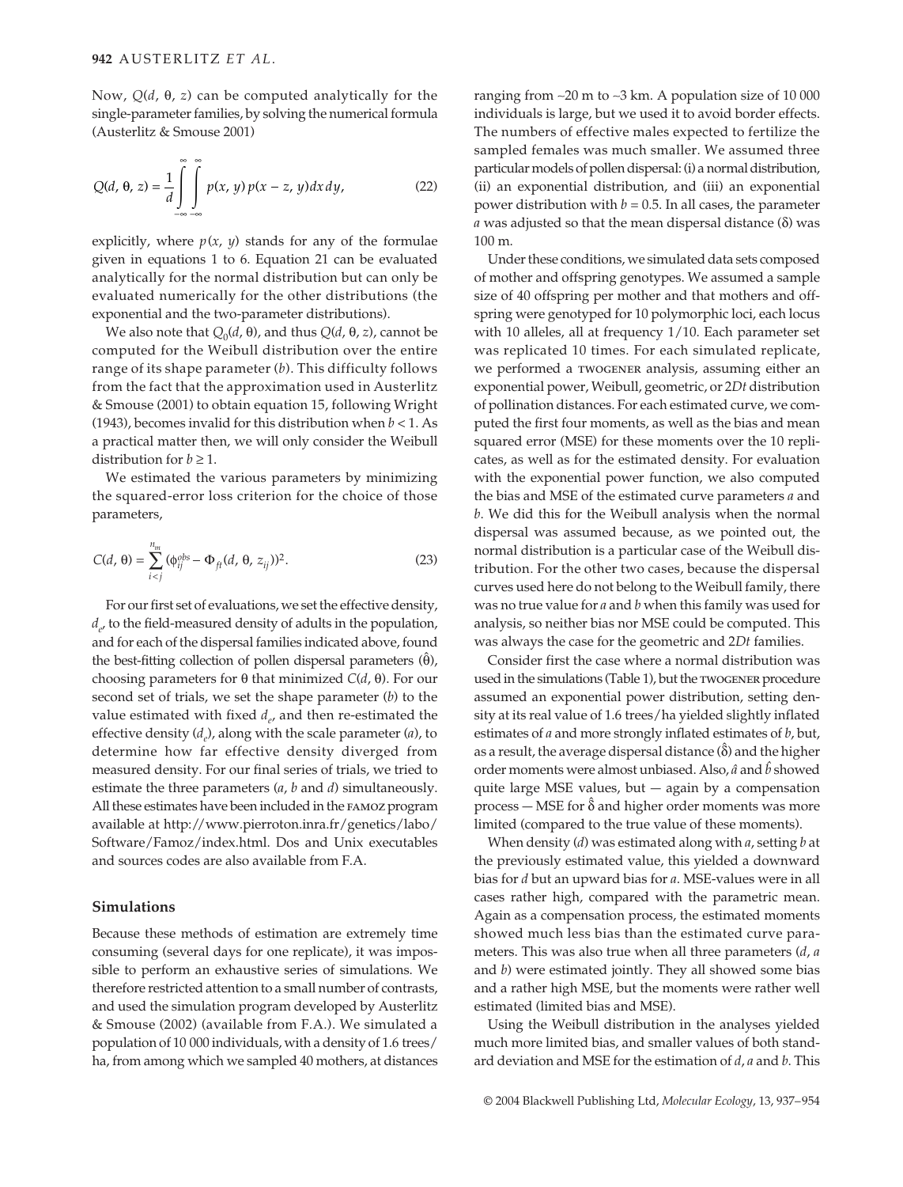Now, $Q(d, \theta, z)$ can be computed analytically for the single-parameter families, by solving the numerical formula (Austerlitz & Smouse 2001)

$$Q(d, \theta, z) = \frac{1}{d}\int_{-\infty}^{\infty}\int_{-\infty}^{\infty} p(x, y)\, p(x - z, y)\, dx\, dy, \tag{22}$$

explicitly, where $p(x, y)$ stands for any of the formulae given in equations 1 to 6. Equation 21 can be evaluated analytically for the normal distribution but can only be evaluated numerically for the other distributions (the exponential and the two-parameter distributions).

We also note that $Q_0(d, \theta)$, and thus $Q(d, \theta, z)$, cannot be computed for the Weibull distribution over the entire range of its shape parameter ($b$). This difficulty follows from the fact that the approximation used in Austerlitz & Smouse (2001) to obtain equation 15, following Wright (1943), becomes invalid for this distribution when $b < 1$. As a practical matter then, we will only consider the Weibull distribution for $b \geq 1$.

We estimated the various parameters by minimizing the squared-error loss criterion for the choice of those parameters,

$$C(d, \theta) = \sum_{i<j}^{n_m} (\phi_{ij}^{obs} - \Phi_{ft}(d, \theta, z_{ij}))^2. \tag{23}$$

For our first set of evaluations, we set the effective density, $d_e$, to the field-measured density of adults in the population, and for each of the dispersal families indicated above, found the best-fitting collection of pollen dispersal parameters ($\hat{\theta}$), choosing parameters for $\theta$ that minimized $C(d, \theta)$. For our second set of trials, we set the shape parameter ($b$) to the value estimated with fixed $d_e$, and then re-estimated the effective density ($d_e$), along with the scale parameter ($a$), to determine how far effective density diverged from measured density. For our final series of trials, we tried to estimate the three parameters ($a$, $b$ and $d$) simultaneously. All these estimates have been included in the FAMOZ program available at http://www.pierroton.inra.fr/genetics/labo/Software/Famoz/index.html. Dos and Unix executables and sources codes are also available from F.A.

## Simulations

Because these methods of estimation are extremely time consuming (several days for one replicate), it was impossible to perform an exhaustive series of simulations. We therefore restricted attention to a small number of contrasts, and used the simulation program developed by Austerlitz & Smouse (2002) (available from F.A.). We simulated a population of 10 000 individuals, with a density of 1.6 trees/ha, from among which we sampled 40 mothers, at distances ranging from ~20 m to ~3 km. A population size of 10 000 individuals is large, but we used it to avoid border effects. The numbers of effective males expected to fertilize the sampled females was much smaller. We assumed three particular models of pollen dispersal: (i) a normal distribution, (ii) an exponential distribution, and (iii) an exponential power distribution with $b = 0.5$. In all cases, the parameter $a$ was adjusted so that the mean dispersal distance ($\delta$) was 100 m.

Under these conditions, we simulated data sets composed of mother and offspring genotypes. We assumed a sample size of 40 offspring per mother and that mothers and offspring were genotyped for 10 polymorphic loci, each locus with 10 alleles, all at frequency 1/10. Each parameter set was replicated 10 times. For each simulated replicate, we performed a TWOGENER analysis, assuming either an exponential power, Weibull, geometric, or 2*Dt* distribution of pollination distances. For each estimated curve, we computed the first four moments, as well as the bias and mean squared error (MSE) for these moments over the 10 replicates, as well as for the estimated density. For evaluation with the exponential power function, we also computed the bias and MSE of the estimated curve parameters $a$ and $b$. We did this for the Weibull analysis when the normal dispersal was assumed because, as we pointed out, the normal distribution is a particular case of the Weibull distribution. For the other two cases, because the dispersal curves used here do not belong to the Weibull family, there was no true value for $a$ and $b$ when this family was used for analysis, so neither bias nor MSE could be computed. This was always the case for the geometric and 2*Dt* families.

Consider first the case where a normal distribution was used in the simulations (Table 1), but the TWOGENER procedure assumed an exponential power distribution, setting density at its real value of 1.6 trees/ha yielded slightly inflated estimates of $a$ and more strongly inflated estimates of $b$, but, as a result, the average dispersal distance ($\hat{\delta}$) and the higher order moments were almost unbiased. Also, $\hat{a}$ and $\hat{b}$ showed quite large MSE values, but — again by a compensation process — MSE for $\hat{\delta}$ and higher order moments was more limited (compared to the true value of these moments).

When density ($d$) was estimated along with $a$, setting $b$ at the previously estimated value, this yielded a downward bias for $d$ but an upward bias for $a$. MSE-values were in all cases rather high, compared with the parametric mean. Again as a compensation process, the estimated moments showed much less bias than the estimated curve parameters. This was also true when all three parameters ($d$, $a$ and $b$) were estimated jointly. They all showed some bias and a rather high MSE, but the moments were rather well estimated (limited bias and MSE).

Using the Weibull distribution in the analyses yielded much more limited bias, and smaller values of both standard deviation and MSE for the estimation of $d$, $a$ and $b$. This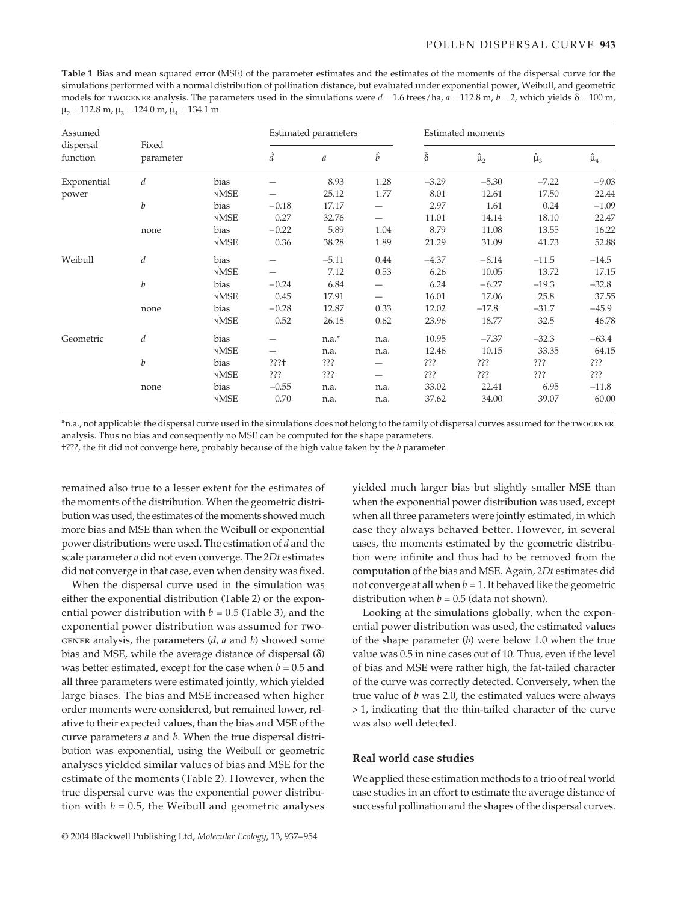**Table 1** Bias and mean squared error (MSE) of the parameter estimates and the estimates of the moments of the dispersal curve for the simulations performed with a normal distribution of pollination distance, but evaluated under exponential power, Weibull, and geometric models for TWOGENER analysis. The parameters used in the simulations were $d = 1.6$ trees/ha, $a = 112.8$ m, $b = 2$, which yields $\delta = 100$ m, $\mu_2 = 112.8$ m, $\mu_3 = 124.0$ m, $\mu_4 = 134.1$ m

| Assumed dispersal function | Fixed parameter | | Estimated parameters | | | Estimated moments | | | |
|---|---|---|---|---|---|---|---|---|---|
| | | | $\hat{d}$ | $\hat{a}$ | $\hat{b}$ | $\hat{\delta}$ | $\hat{\mu}_2$ | $\hat{\mu}_3$ | $\hat{\mu}_4$ |
| Exponential power | $d$ | bias | — | 8.93 | 1.28 | −3.29 | −5.30 | −7.22 | −9.03 |
| | | √MSE | — | 25.12 | 1.77 | 8.01 | 12.61 | 17.50 | 22.44 |
| | $b$ | bias | −0.18 | 17.17 | — | 2.97 | 1.61 | 0.24 | −1.09 |
| | | √MSE | 0.27 | 32.76 | — | 11.01 | 14.14 | 18.10 | 22.47 |
| | none | bias | −0.22 | 5.89 | 1.04 | 8.79 | 11.08 | 13.55 | 16.22 |
| | | √MSE | 0.36 | 38.28 | 1.89 | 21.29 | 31.09 | 41.73 | 52.88 |
| Weibull | $d$ | bias | — | −5.11 | 0.44 | −4.37 | −8.14 | −11.5 | −14.5 |
| | | √MSE | — | 7.12 | 0.53 | 6.26 | 10.05 | 13.72 | 17.15 |
| | $b$ | bias | −0.24 | 6.84 | — | 6.24 | −6.27 | −19.3 | −32.8 |
| | | √MSE | 0.45 | 17.91 | — | 16.01 | 17.06 | 25.8 | 37.55 |
| | none | bias | −0.28 | 12.87 | 0.33 | 12.02 | −17.8 | −31.7 | −45.9 |
| | | √MSE | 0.52 | 26.18 | 0.62 | 23.96 | 18.77 | 32.5 | 46.78 |
| Geometric | $d$ | bias | — | n.a.* | n.a. | 10.95 | −7.37 | −32.3 | −63.4 |
| | | √MSE | — | n.a. | n.a. | 12.46 | 10.15 | 33.35 | 64.15 |
| | $b$ | bias | ???† | ??? | — | ??? | ??? | ??? | ??? |
| | | √MSE | ??? | ??? | — | ??? | ??? | ??? | ??? |
| | none | bias | −0.55 | n.a. | n.a. | 33.02 | 22.41 | 6.95 | −11.8 |
| | | √MSE | 0.70 | n.a. | n.a. | 37.62 | 34.00 | 39.07 | 60.00 |

*n.a., not applicable: the dispersal curve used in the simulations does not belong to the family of dispersal curves assumed for the TWOGENER analysis. Thus no bias and consequently no MSE can be computed for the shape parameters.

†???, the fit did not converge here, probably because of the high value taken by the $b$ parameter.

remained also true to a lesser extent for the estimates of the moments of the distribution. When the geometric distribution was used, the estimates of the moments showed much more bias and MSE than when the Weibull or exponential power distributions were used. The estimation of $d$ and the scale parameter $a$ did not even converge. The 2*Dt* estimates did not converge in that case, even when density was fixed.

When the dispersal curve used in the simulation was either the exponential distribution (Table 2) or the exponential power distribution with $b = 0.5$ (Table 3), and the exponential power distribution was assumed for TWOGENER analysis, the parameters ($d$, $a$ and $b$) showed some bias and MSE, while the average distance of dispersal ($\delta$) was better estimated, except for the case when $b = 0.5$ and all three parameters were estimated jointly, which yielded large biases. The bias and MSE increased when higher order moments were considered, but remained lower, relative to their expected values, than the bias and MSE of the curve parameters $a$ and $b$. When the true dispersal distribution was exponential, using the Weibull or geometric analyses yielded similar values of bias and MSE for the estimate of the moments (Table 2). However, when the true dispersal curve was the exponential power distribution with $b = 0.5$, the Weibull and geometric analyses yielded much larger bias but slightly smaller MSE than when the exponential power distribution was used, except when all three parameters were jointly estimated, in which case they always behaved better. However, in several cases, the moments estimated by the geometric distribution were infinite and thus had to be removed from the computation of the bias and MSE. Again, 2*Dt* estimates did not converge at all when $b = 1$. It behaved like the geometric distribution when $b = 0.5$ (data not shown).

Looking at the simulations globally, when the exponential power distribution was used, the estimated values of the shape parameter ($b$) were below 1.0 when the true value was 0.5 in nine cases out of 10. Thus, even if the level of bias and MSE were rather high, the fat-tailed character of the curve was correctly detected. Conversely, when the true value of $b$ was 2.0, the estimated values were always > 1, indicating that the thin-tailed character of the curve was also well detected.

### Real world case studies

We applied these estimation methods to a trio of real world case studies in an effort to estimate the average distance of successful pollination and the shapes of the dispersal curves.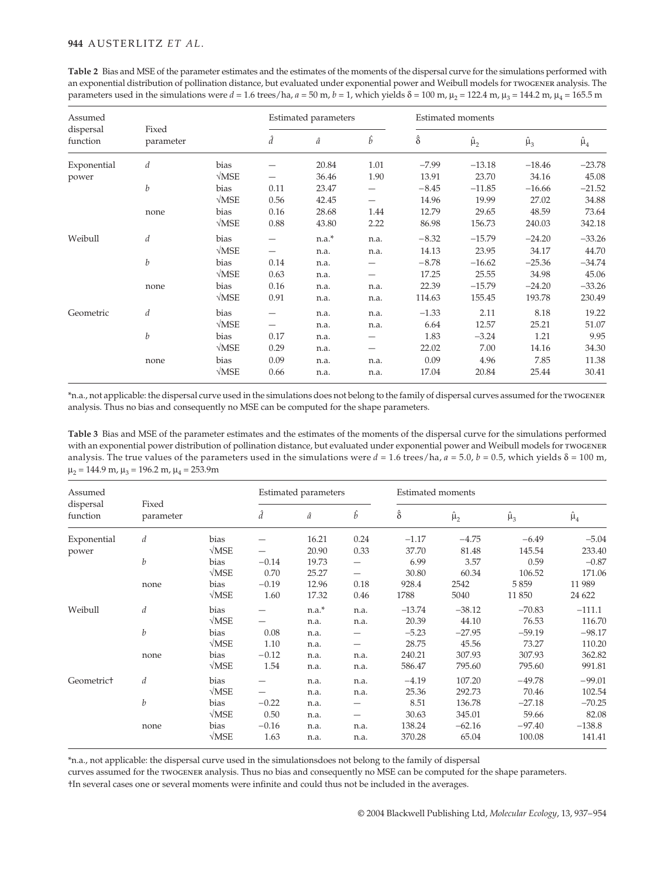**Table 2** Bias and MSE of the parameter estimates and the estimates of the moments of the dispersal curve for the simulations performed with an exponential distribution of pollination distance, but evaluated under exponential power and Weibull models for TWOGENER analysis. The parameters used in the simulations were $d$ = 1.6 trees/ha, $a$ = 50 m, $b$ = 1, which yields $\delta$ = 100 m, $\mu_2$ = 122.4 m, $\mu_3$ = 144.2 m, $\mu_4$ = 165.5 m

| Assumed dispersal function | Fixed parameter | | Estimated parameters | | | Estimated moments | | | |
|---|---|---|---|---|---|---|---|---|---|
| | | | $\hat{d}$ | $\hat{a}$ | $\hat{b}$ | $\hat{\delta}$ | $\hat{\mu}_2$ | $\hat{\mu}_3$ | $\hat{\mu}_4$ |
| Exponential power | $d$ | bias | — | 20.84 | 1.01 | −7.99 | −13.18 | −18.46 | −23.78 |
| | | √MSE | — | 36.46 | 1.90 | 13.91 | 23.70 | 34.16 | 45.08 |
| | $b$ | bias | 0.11 | 23.47 | — | −8.45 | −11.85 | −16.66 | −21.52 |
| | | √MSE | 0.56 | 42.45 | — | 14.96 | 19.99 | 27.02 | 34.88 |
| | none | bias | 0.16 | 28.68 | 1.44 | 12.79 | 29.65 | 48.59 | 73.64 |
| | | √MSE | 0.88 | 43.80 | 2.22 | 86.98 | 156.73 | 240.03 | 342.18 |
| Weibull | $d$ | bias | — | n.a.* | n.a. | −8.32 | −15.79 | −24.20 | −33.26 |
| | | √MSE | — | n.a. | n.a. | 14.13 | 23.95 | 34.17 | 44.70 |
| | $b$ | bias | 0.14 | n.a. | — | −8.78 | −16.62 | −25.36 | −34.74 |
| | | √MSE | 0.63 | n.a. | — | 17.25 | 25.55 | 34.98 | 45.06 |
| | none | bias | 0.16 | n.a. | n.a. | 22.39 | −15.79 | −24.20 | −33.26 |
| | | √MSE | 0.91 | n.a. | n.a. | 114.63 | 155.45 | 193.78 | 230.49 |
| Geometric | $d$ | bias | — | n.a. | n.a. | −1.33 | 2.11 | 8.18 | 19.22 |
| | | √MSE | — | n.a. | n.a. | 6.64 | 12.57 | 25.21 | 51.07 |
| | $b$ | bias | 0.17 | n.a. | — | 1.83 | −3.24 | 1.21 | 9.95 |
| | | √MSE | 0.29 | n.a. | — | 22.02 | 7.00 | 14.16 | 34.30 |
| | none | bias | 0.09 | n.a. | n.a. | 0.09 | 4.96 | 7.85 | 11.38 |
| | | √MSE | 0.66 | n.a. | n.a. | 17.04 | 20.84 | 25.44 | 30.41 |

*n.a., not applicable: the dispersal curve used in the simulations does not belong to the family of dispersal curves assumed for the TWOGENER analysis. Thus no bias and consequently no MSE can be computed for the shape parameters.

**Table 3** Bias and MSE of the parameter estimates and the estimates of the moments of the dispersal curve for the simulations performed with an exponential power distribution of pollination distance, but evaluated under exponential power and Weibull models for TWOGENER analysis. The true values of the parameters used in the simulations were $d$ = 1.6 trees/ha, $a$ = 5.0, $b$ = 0.5, which yields $\delta$ = 100 m, $\mu_2$ = 144.9 m, $\mu_3$ = 196.2 m, $\mu_4$ = 253.9m

| Assumed dispersal function | Fixed parameter | | Estimated parameters | | | Estimated moments | | | |
|---|---|---|---|---|---|---|---|---|---|
| | | | $\hat{d}$ | $\hat{a}$ | $\hat{b}$ | $\hat{\delta}$ | $\hat{\mu}_2$ | $\hat{\mu}_3$ | $\hat{\mu}_4$ |
| Exponential power | $d$ | bias | — | 16.21 | 0.24 | −1.17 | −4.75 | −6.49 | −5.04 |
| | | √MSE | — | 20.90 | 0.33 | 37.70 | 81.48 | 145.54 | 233.40 |
| | $b$ | bias | −0.14 | 19.73 | — | 6.99 | 3.57 | 0.59 | −0.87 |
| | | √MSE | 0.70 | 25.27 | — | 30.80 | 60.34 | 106.52 | 171.06 |
| | none | bias | −0.19 | 12.96 | 0.18 | 928.4 | 2542 | 5 859 | 11 989 |
| | | √MSE | 1.60 | 17.32 | 0.46 | 1788 | 5040 | 11 850 | 24 622 |
| Weibull | $d$ | bias | — | n.a.* | n.a. | −13.74 | −38.12 | −70.83 | −111.1 |
| | | √MSE | — | n.a. | n.a. | 20.39 | 44.10 | 76.53 | 116.70 |
| | $b$ | bias | 0.08 | n.a. | — | −5.23 | −27.95 | −59.19 | −98.17 |
| | | √MSE | 1.10 | n.a. | — | 28.75 | 45.56 | 73.27 | 110.20 |
| | none | bias | −0.12 | n.a. | n.a. | 240.21 | 307.93 | 307.93 | 362.82 |
| | | √MSE | 1.54 | n.a. | n.a. | 586.47 | 795.60 | 795.60 | 991.81 |
| Geometric† | $d$ | bias | — | n.a. | n.a. | −4.19 | 107.20 | −49.78 | −99.01 |
| | | √MSE | — | n.a. | n.a. | 25.36 | 292.73 | 70.46 | 102.54 |
| | $b$ | bias | −0.22 | n.a. | — | 8.51 | 136.78 | −27.18 | −70.25 |
| | | √MSE | 0.50 | n.a. | — | 30.63 | 345.01 | 59.66 | 82.08 |
| | none | bias | −0.16 | n.a. | n.a. | 138.24 | −62.16 | −97.40 | −138.8 |
| | | √MSE | 1.63 | n.a. | n.a. | 370.28 | 65.04 | 100.08 | 141.41 |

*n.a., not applicable: the dispersal curve used in the simulationsdoes not belong to the family of dispersal curves assumed for the TWOGENER analysis. Thus no bias and consequently no MSE can be computed for the shape parameters.
†In several cases one or several moments were infinite and could thus not be included in the averages.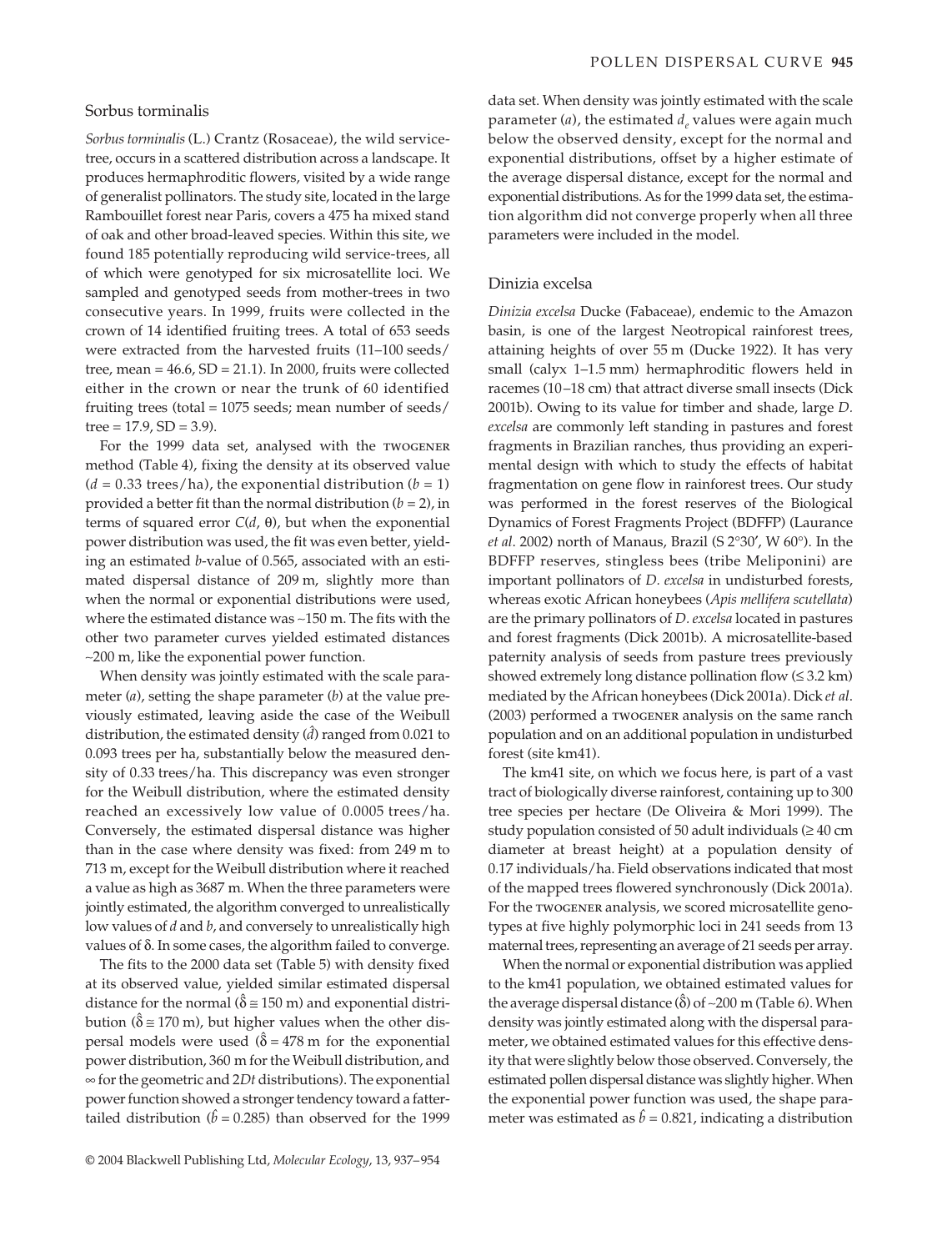### Sorbus torminalis

*Sorbus torminalis* (L.) Crantz (Rosaceae), the wild service-tree, occurs in a scattered distribution across a landscape. It produces hermaphroditic flowers, visited by a wide range of generalist pollinators. The study site, located in the large Rambouillet forest near Paris, covers a 475 ha mixed stand of oak and other broad-leaved species. Within this site, we found 185 potentially reproducing wild service-trees, all of which were genotyped for six microsatellite loci. We sampled and genotyped seeds from mother-trees in two consecutive years. In 1999, fruits were collected in the crown of 14 identified fruiting trees. A total of 653 seeds were extracted from the harvested fruits (11–100 seeds/tree, mean = 46.6, SD = 21.1). In 2000, fruits were collected either in the crown or near the trunk of 60 identified fruiting trees (total = 1075 seeds; mean number of seeds/tree = 17.9, SD = 3.9).

For the 1999 data set, analysed with the TWOGENER method (Table 4), fixing the density at its observed value ($d$ = 0.33 trees/ha), the exponential distribution ($b$ = 1) provided a better fit than the normal distribution ($b$ = 2), in terms of squared error $C(d, \theta)$, but when the exponential power distribution was used, the fit was even better, yielding an estimated $b$-value of 0.565, associated with an estimated dispersal distance of 209 m, slightly more than when the normal or exponential distributions were used, where the estimated distance was ~150 m. The fits with the other two parameter curves yielded estimated distances ~200 m, like the exponential power function.

When density was jointly estimated with the scale parameter ($a$), setting the shape parameter ($b$) at the value previously estimated, leaving aside the case of the Weibull distribution, the estimated density ($\hat{d}$) ranged from 0.021 to 0.093 trees per ha, substantially below the measured density of 0.33 trees/ha. This discrepancy was even stronger for the Weibull distribution, where the estimated density reached an excessively low value of 0.0005 trees/ha. Conversely, the estimated dispersal distance was higher than in the case where density was fixed: from 249 m to 713 m, except for the Weibull distribution where it reached a value as high as 3687 m. When the three parameters were jointly estimated, the algorithm converged to unrealistically low values of $d$ and $b$, and conversely to unrealistically high values of δ. In some cases, the algorithm failed to converge.

The fits to the 2000 data set (Table 5) with density fixed at its observed value, yielded similar estimated dispersal distance for the normal ($\hat{\delta} \cong 150$ m) and exponential distribution ($\hat{\delta} \cong 170$ m), but higher values when the other dispersal models were used ($\hat{\delta}$ = 478 m for the exponential power distribution, 360 m for the Weibull distribution, and ∞ for the geometric and 2$Dt$ distributions). The exponential power function showed a stronger tendency toward a fatter-tailed distribution ($\hat{b}$ = 0.285) than observed for the 1999 data set. When density was jointly estimated with the scale parameter ($a$), the estimated $d_e$ values were again much below the observed density, except for the normal and exponential distributions, offset by a higher estimate of the average dispersal distance, except for the normal and exponential distributions. As for the 1999 data set, the estimation algorithm did not converge properly when all three parameters were included in the model.

### Dinizia excelsa

*Dinizia excelsa* Ducke (Fabaceae), endemic to the Amazon basin, is one of the largest Neotropical rainforest trees, attaining heights of over 55 m (Ducke 1922). It has very small (calyx 1–1.5 mm) hermaphroditic flowers held in racemes (10–18 cm) that attract diverse small insects (Dick 2001b). Owing to its value for timber and shade, large *D. excelsa* are commonly left standing in pastures and forest fragments in Brazilian ranches, thus providing an experimental design with which to study the effects of habitat fragmentation on gene flow in rainforest trees. Our study was performed in the forest reserves of the Biological Dynamics of Forest Fragments Project (BDFFP) (Laurance *et al*. 2002) north of Manaus, Brazil (S 2°30′, W 60°). In the BDFFP reserves, stingless bees (tribe Meliponini) are important pollinators of *D. excelsa* in undisturbed forests, whereas exotic African honeybees (*Apis mellifera scutellata*) are the primary pollinators of *D. excelsa* located in pastures and forest fragments (Dick 2001b). A microsatellite-based paternity analysis of seeds from pasture trees previously showed extremely long distance pollination flow (≤ 3.2 km) mediated by the African honeybees (Dick 2001a). Dick *et al*. (2003) performed a TWOGENER analysis on the same ranch population and on an additional population in undisturbed forest (site km41).

The km41 site, on which we focus here, is part of a vast tract of biologically diverse rainforest, containing up to 300 tree species per hectare (De Oliveira & Mori 1999). The study population consisted of 50 adult individuals (≥ 40 cm diameter at breast height) at a population density of 0.17 individuals/ha. Field observations indicated that most of the mapped trees flowered synchronously (Dick 2001a). For the TWOGENER analysis, we scored microsatellite genotypes at five highly polymorphic loci in 241 seeds from 13 maternal trees, representing an average of 21 seeds per array.

When the normal or exponential distribution was applied to the km41 population, we obtained estimated values for the average dispersal distance ($\hat{\delta}$) of ~200 m (Table 6). When density was jointly estimated along with the dispersal parameter, we obtained estimated values for this effective density that were slightly below those observed. Conversely, the estimated pollen dispersal distance was slightly higher. When the exponential power function was used, the shape parameter was estimated as $\hat{b}$ = 0.821, indicating a distribution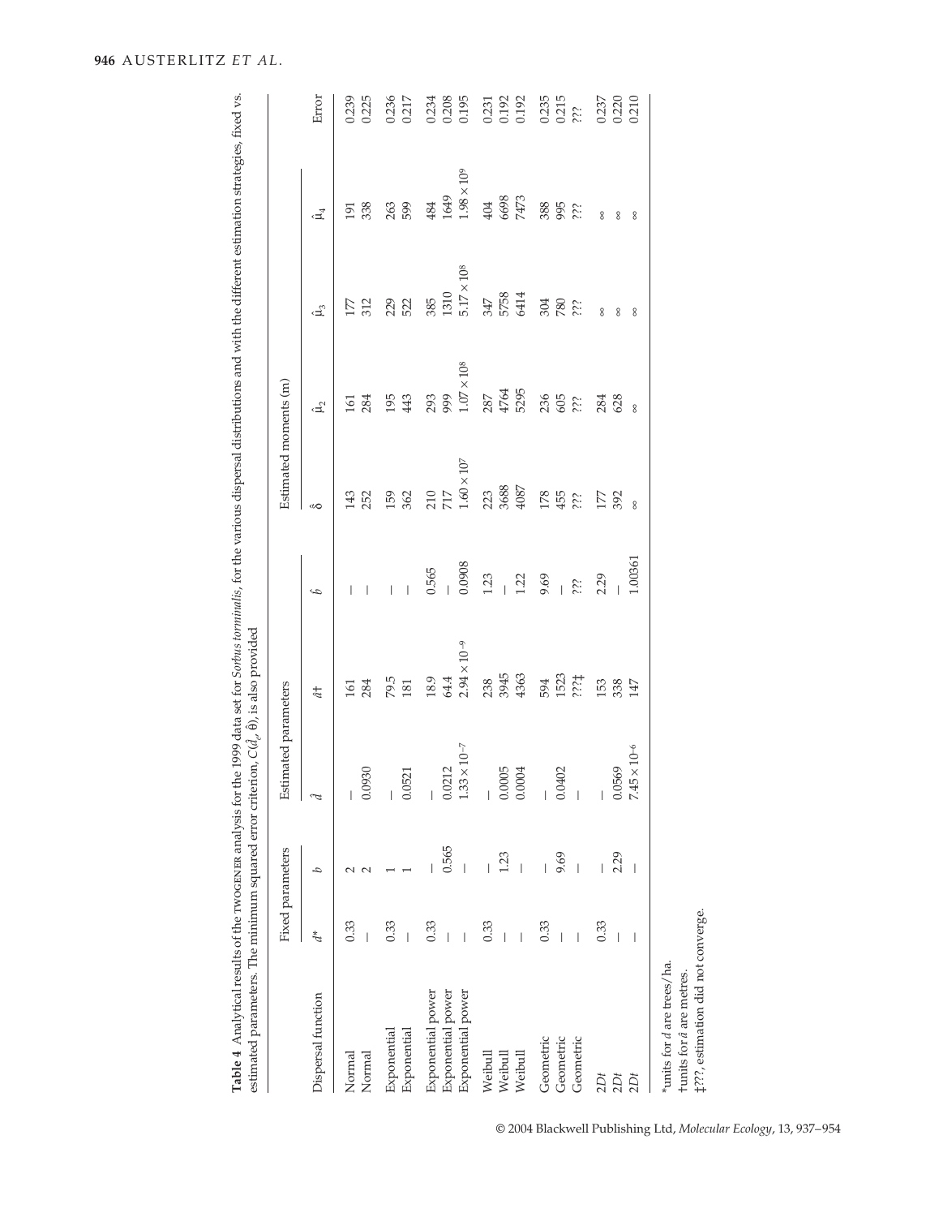**Table 4** Analytical results of the TWOGENER analysis for the 1999 data set for *Sorbus torminalis*, for the various dispersal distributions and with the different estimation strategies, fixed vs. estimated parameters. The minimum squared error criterion, $C(\hat{d}_e, \hat{\theta})$, is also provided

| Dispersal function | Fixed parameters | | Estimated parameters | | | Estimated moments (m) | | | | Error |
|---|---|---|---|---|---|---|---|---|---|---|
| | $d$* | $b$ | $\hat{d}$ | $\hat{a}$† | $\hat{b}$ | $\hat{\delta}$ | $\hat{\mu}_2$ | $\hat{\mu}_3$ | $\hat{\mu}_4$ | |
| Normal | 0.33 | 2 | — | 161 | — | 143 | 161 | 177 | 191 | 0.239 |
| Normal | — | 2 | 0.0930 | 284 | — | 252 | 284 | 312 | 338 | 0.225 |
| Exponential | 0.33 | 1 | — | 79.5 | — | 159 | 195 | 229 | 263 | 0.236 |
| Exponential | — | 1 | 0.0521 | 181 | — | 362 | 443 | 522 | 599 | 0.217 |
| Exponential power | 0.33 | — | — | 18.9 | 0.565 | 210 | 293 | 385 | 484 | 0.234 |
| Exponential power | — | 0.565 | 0.0212 | 64.4 | — | 717 | 999 | 1310 | 1649 | 0.208 |
| Exponential power | — | — | $1.33 \times 10^{-7}$ | $2.94 \times 10^{-9}$ | 0.0908 | $1.60 \times 10^{7}$ | $1.07 \times 10^{8}$ | $5.17 \times 10^{8}$ | $1.98 \times 10^{9}$ | 0.195 |
| Weibull | 0.33 | — | — | 238 | 1.23 | 223 | 287 | 347 | 404 | 0.231 |
| Weibull | — | 1.23 | 0.0005 | 3945 | — | 3688 | 4764 | 5758 | 6698 | 0.192 |
| Weibull | — | — | 0.0004 | 4363 | 1.22 | 4087 | 5295 | 6414 | 7473 | 0.192 |
| Geometric | 0.33 | — | — | 594 | 9.69 | 178 | 236 | 304 | 388 | 0.235 |
| Geometric | — | 9.69 | 0.0402 | 1523 | — | 455 | 605 | 780 | 995 | 0.215 |
| Geometric | — | — | — | ???‡ | ??? | ??? | ??? | ??? | ??? | ??? |
| 2Dt | 0.33 | — | — | 153 | 2.29 | 177 | 284 | ∞ | ∞ | 0.237 |
| 2Dt | — | 2.29 | 0.0569 | 338 | — | 392 | 628 | ∞ | ∞ | 0.220 |
| 2Dt | — | — | $7.45 \times 10^{-6}$ | 147 | 1.00361 | ∞ | ∞ | ∞ | ∞ | 0.210 |

*units for $d$ are trees/ha.
†units for $\hat{a}$ are metres.
‡???, estimation did not converge.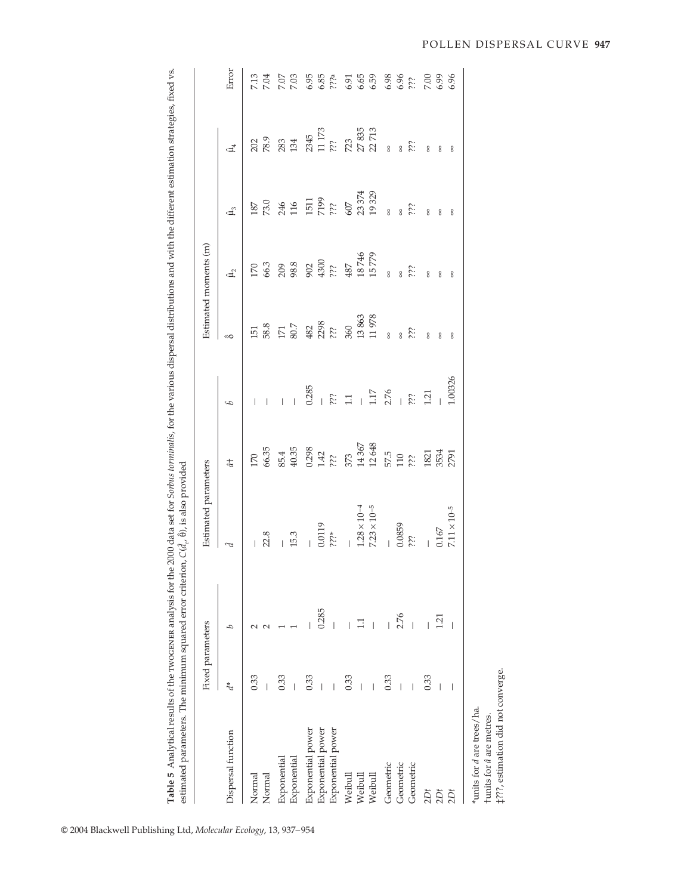**Table 5** Analytical results of the TWOGENER analysis for the 2000 data set for *Sorbus torminalis*, for the various dispersal distributions and with the different estimation strategies, fixed vs. estimated parameters. The minimum squared error criterion, $C(\hat{d}_e, \hat{\theta})$, is also provided

| | Fixed parameters | | Estimated parameters | | | Estimated moments (m) | | | | |
|---|---|---|---|---|---|---|---|---|---|---|
| Dispersal function | $d$* | $b$ | $\hat{d}$ | $\hat{a}$† | $\hat{b}$ | $\hat{\delta}$ | $\hat{\mu}_2$ | $\hat{\mu}_3$ | $\hat{\mu}_4$ | Error |
| Normal | 0.33 | 2 | — | 170 | — | 151 | 170 | 187 | 202 | 7.13 |
| Normal | — | 2 | 22.8 | 66.35 | — | 58.8 | 66.3 | 73.0 | 78.9 | 7.04 |
| Exponential | 0.33 | 1 | — | 85.4 | — | 171 | 209 | 246 | 283 | 7.07 |
| Exponential | — | 1 | 15.3 | 40.35 | — | 80.7 | 98.8 | 116 | 134 | 7.03 |
| Exponential power | 0.33 | — | — | 0.298 | 0.285 | 482 | 902 | 1511 | 2345 | 6.95 |
| Exponential power | — | 0.285 | 0.0119 | 1.42 | — | 2298 | 4300 | 7199 | 11 173 | 6.85 |
| Exponential power | — | — | ???* | ??? | ??? | ??? | ??? | ??? | ??? | ???[a] |
| Weibull | 0.33 | — | — | 373 | 1.1 | 360 | 487 | 607 | 723 | 6.91 |
| Weibull | — | 1.1 | $1.28 \times 10^{-4}$ | 14 367 | — | 13 863 | 18 746 | 23 374 | 27 835 | 6.65 |
| Weibull | — | — | $7.23 \times 10^{-5}$ | 12 648 | 1.17 | 11 978 | 15 779 | 19 329 | 22 713 | 6.59 |
| Geometric | 0.33 | — | — | 57.5 | 2.76 | ∞ | ∞ | ∞ | ∞ | 6.98 |
| Geometric | — | 2.76 | 0.0859 | 110 | — | ∞ | ∞ | ∞ | ∞ | 6.96 |
| Geometric | — | — | ??? | ??? | ??? | ??? | ??? | ??? | ??? | ??? |
| 2Dt | 0.33 | — | — | 1821 | 1.21 | ∞ | ∞ | ∞ | ∞ | 7.00 |
| 2Dt | — | 1.21 | 0.167 | 3534 | — | ∞ | ∞ | ∞ | ∞ | 6.99 |
| 2Dt | — | — | $7.11 \times 10^{-5}$ | 2791 | 1.00326 | ∞ | ∞ | ∞ | ∞ | 6.96 |

*units for $d$ are trees/ha.
†units for $\hat{a}$ are metres.
‡???, estimation did not converge.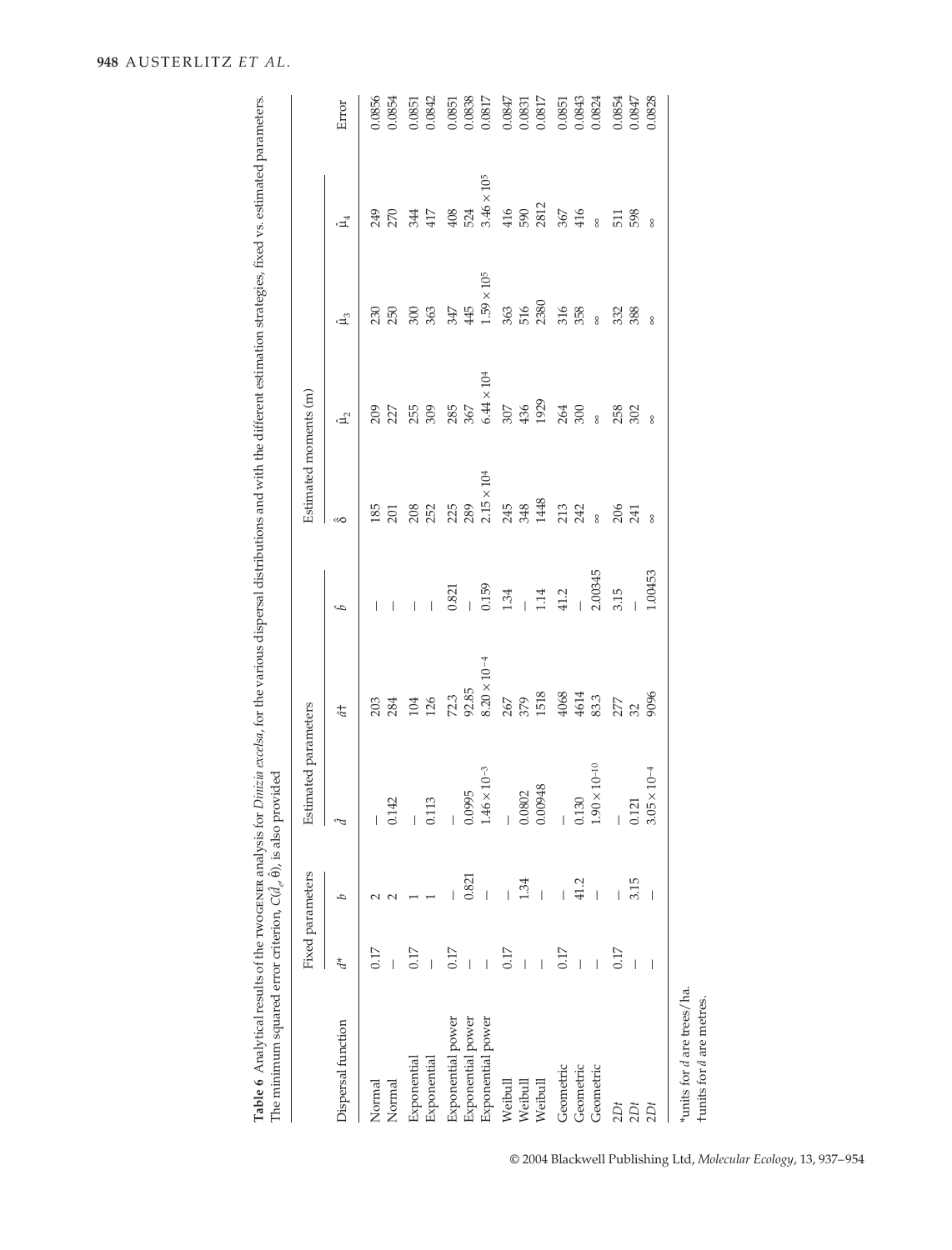**Table 6** Analytical results of the TWOGENER analysis for *Dinizia excelsa*, for the various dispersal distributions and with the different estimation strategies, fixed vs. estimated parameters. The minimum squared error criterion, $C(\hat{d}_e, \hat{\theta})$, is also provided

| Dispersal function | Fixed parameters | | Estimated parameters | | | Estimated moments (m) | | | | Error |
|---|---|---|---|---|---|---|---|---|---|---|
| | $d$* | $b$ | $\hat{d}$ | $\hat{a}$† | $\hat{b}$ | $\hat{\delta}$ | $\hat{\mu}_2$ | $\hat{\mu}_3$ | $\hat{\mu}_4$ | |
| Normal | 0.17 | 2 | — | 203 | — | 185 | 209 | 230 | 249 | 0.0856 |
| Normal | — | 2 | 0.142 | 284 | — | 201 | 227 | 250 | 270 | 0.0854 |
| Exponential | 0.17 | 1 | — | 104 | — | 208 | 255 | 300 | 344 | 0.0851 |
| Exponential | — | 1 | 0.113 | 126 | — | 252 | 309 | 363 | 417 | 0.0842 |
| Exponential power | 0.17 | — | — | 72.3 | 0.821 | 225 | 285 | 347 | 408 | 0.0851 |
| Exponential power | — | 0.821 | 0.0995 | 92.85 | — | 289 | 367 | 445 | 524 | 0.0838 |
| Exponential power | — | — | $1.46 \times 10^{-3}$ | $8.20 \times 10^{-4}$ | 0.159 | $2.15 \times 10^{4}$ | $6.44 \times 10^{4}$ | $1.59 \times 10^{5}$ | $3.46 \times 10^{5}$ | 0.0817 |
| Weibull | 0.17 | — | — | 267 | 1.34 | 245 | 307 | 363 | 416 | 0.0847 |
| Weibull | — | 1.34 | 0.0802 | 379 | — | 348 | 436 | 516 | 590 | 0.0831 |
| Weibull | — | — | 0.00948 | 1518 | 1.14 | 1448 | 1929 | 2380 | 2812 | 0.0817 |
| Geometric | 0.17 | — | — | 4068 | 41.2 | 213 | 264 | 316 | 367 | 0.0851 |
| Geometric | — | 41.2 | 0.130 | 4614 | — | 242 | 300 | 358 | 416 | 0.0843 |
| Geometric | — | — | $1.90 \times 10^{-10}$ | 83.3 | 2.00345 | ∞ | ∞ | ∞ | ∞ | 0.0824 |
| 2Dt | 0.17 | — | — | 277 | 3.15 | 206 | 258 | 332 | 511 | 0.0854 |
| 2Dt | — | 3.15 | 0.121 | 32 | — | 241 | 302 | 388 | 598 | 0.0847 |
| 2Dt | — | — | $3.05 \times 10^{-4}$ | 9096 | 1.00453 | ∞ | ∞ | ∞ | ∞ | 0.0828 |

*units for $d$ are trees/ha.
†units for $\hat{a}$ are metres.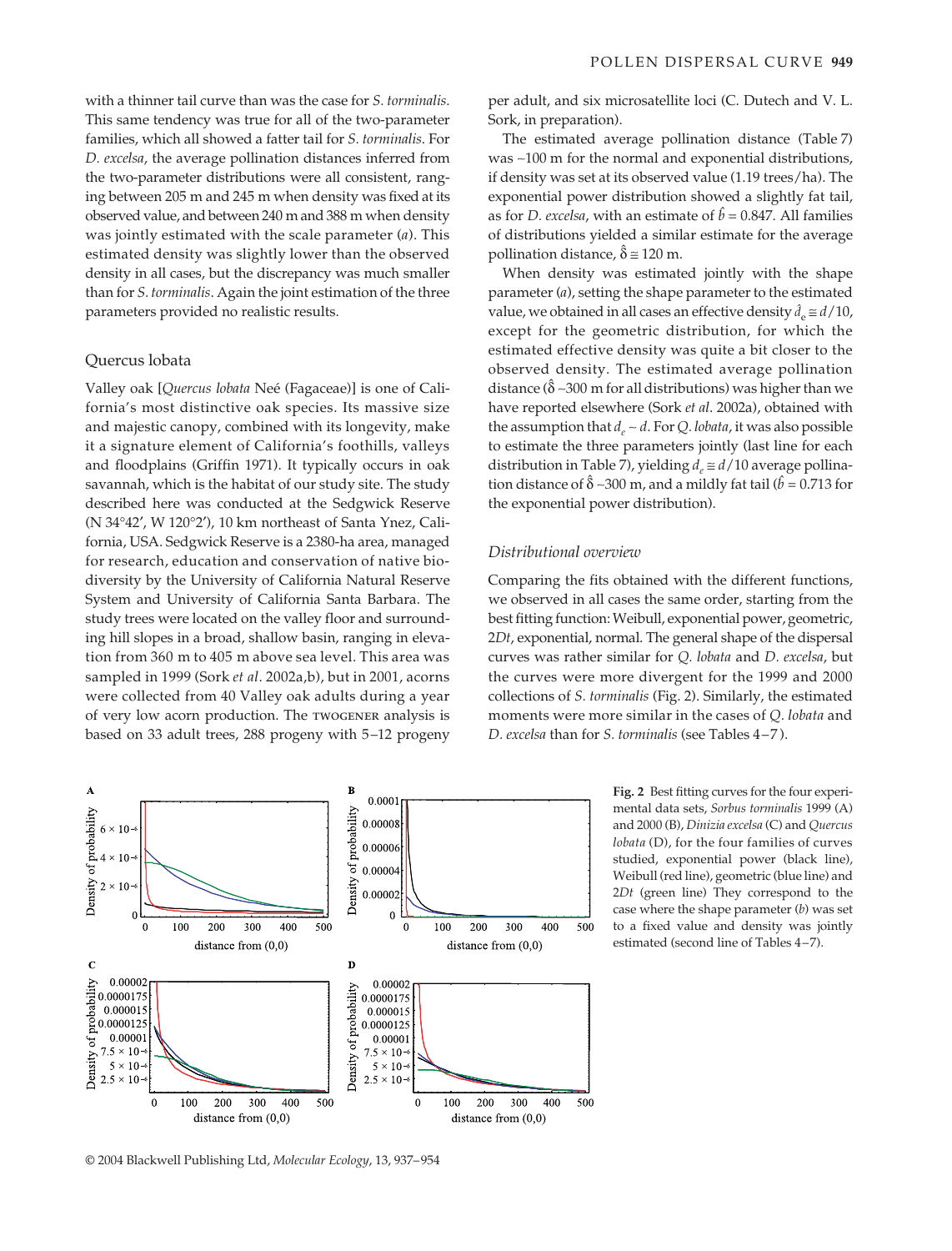with a thinner tail curve than was the case for *S. torminalis*. This same tendency was true for all of the two-parameter families, which all showed a fatter tail for *S. torminalis*. For *D. excelsa*, the average pollination distances inferred from the two-parameter distributions were all consistent, ranging between 205 m and 245 m when density was fixed at its observed value, and between 240 m and 388 m when density was jointly estimated with the scale parameter ($a$). This estimated density was slightly lower than the observed density in all cases, but the discrepancy was much smaller than for *S. torminalis*. Again the joint estimation of the three parameters provided no realistic results.

### Quercus lobata

Valley oak [*Quercus lobata* Neé (Fagaceae)] is one of California's most distinctive oak species. Its massive size and majestic canopy, combined with its longevity, make it a signature element of California's foothills, valleys and floodplains (Griffin 1971). It typically occurs in oak savannah, which is the habitat of our study site. The study described here was conducted at the Sedgwick Reserve (N 34°42′, W 120°2′), 10 km northeast of Santa Ynez, California, USA. Sedgwick Reserve is a 2380-ha area, managed for research, education and conservation of native biodiversity by the University of California Natural Reserve System and University of California Santa Barbara. The study trees were located on the valley floor and surrounding hill slopes in a broad, shallow basin, ranging in elevation from 360 m to 405 m above sea level. This area was sampled in 1999 (Sork *et al*. 2002a,b), but in 2001, acorns were collected from 40 Valley oak adults during a year of very low acorn production. The TWOGENER analysis is based on 33 adult trees, 288 progeny with 5–12 progeny per adult, and six microsatellite loci (C. Dutech and V. L. Sork, in preparation).

The estimated average pollination distance (Table 7) was ~100 m for the normal and exponential distributions, if density was set at its observed value (1.19 trees/ha). The exponential power distribution showed a slightly fat tail, as for *D. excelsa*, with an estimate of $\hat{b} = 0.847$. All families of distributions yielded a similar estimate for the average pollination distance, $\hat{\delta} \cong 120$ m.

When density was estimated jointly with the shape parameter ($a$), setting the shape parameter to the estimated value, we obtained in all cases an effective density $\hat{d}_e \cong d/10$, except for the geometric distribution, for which the estimated effective density was quite a bit closer to the observed density. The estimated average pollination distance ($\hat{\delta}$ ~300 m for all distributions) was higher than we have reported elsewhere (Sork *et al*. 2002a), obtained with the assumption that $d_e \sim d$. For *Q. lobata*, it was also possible to estimate the three parameters jointly (last line for each distribution in Table 7), yielding $d_e \cong d/10$ average pollination distance of $\hat{\delta}$ ~300 m, and a mildly fat tail ($\hat{b} = 0.713$ for the exponential power distribution).

### *Distributional overview*

Comparing the fits obtained with the different functions, we observed in all cases the same order, starting from the best fitting function: Weibull, exponential power, geometric, 2*Dt*, exponential, normal. The general shape of the dispersal curves was rather similar for *Q. lobata* and *D. excelsa*, but the curves were more divergent for the 1999 and 2000 collections of *S. torminalis* (Fig. 2). Similarly, the estimated moments were more similar in the cases of *Q. lobata* and *D. excelsa* than for *S. torminalis* (see Tables 4–7).

**Fig. 2** Best fitting curves for the four experimental data sets, *Sorbus torminalis* 1999 (A) and 2000 (B), *Dinizia excelsa* (C) and *Quercus lobata* (D), for the four families of curves studied, exponential power (black line), Weibull (red line), geometric (blue line) and 2*Dt* (green line) They correspond to the case where the shape parameter ($b$) was set to a fixed value and density was jointly estimated (second line of Tables 4–7).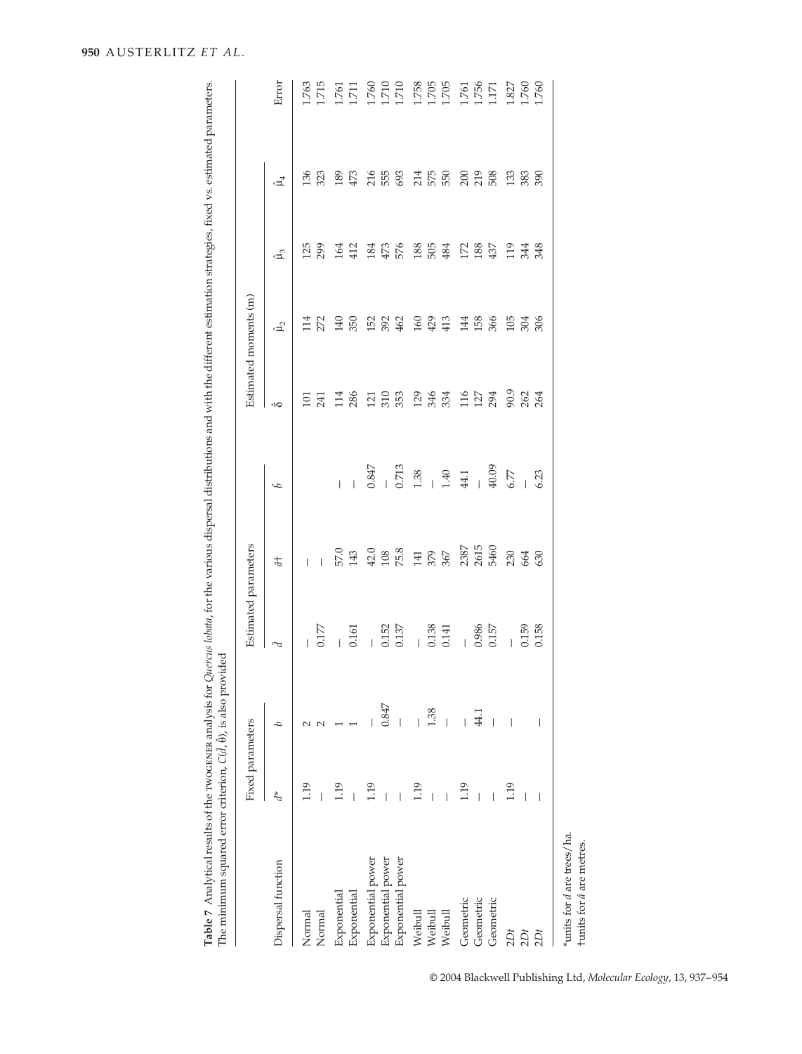**Table 7** Analytical results of the TWOGENER analysis for *Quercus lobata*, for the various dispersal distributions and with the different estimation strategies, fixed vs. estimated parameters. The minimum squared error criterion, $C(\hat{d}, \hat{\theta})$, is also provided

| | Fixed parameters | | Estimated parameters | | | Estimated moments (m) | | | | |
|---|---|---|---|---|---|---|---|---|---|---|
| Dispersal function | $d$* | $b$ | $\hat{d}$ | $\hat{a}$† | $\hat{b}$ | $\hat{\delta}$ | $\hat{\mu}_2$ | $\hat{\mu}_3$ | $\hat{\mu}_4$ | Error |
| Normal | 1.19 | 2 | — | — | | 101 | 114 | 125 | 136 | 1.763 |
| Normal | — | 2 | 0.177 | — | | 241 | 272 | 299 | 323 | 1.715 |
| Exponential | 1.19 | 1 | — | 57.0 | — | 114 | 140 | 164 | 189 | 1.761 |
| Exponential | — | 1 | 0.161 | 143 | — | 286 | 350 | 412 | 473 | 1.711 |
| Exponential power | 1.19 | — | — | 42.0 | 0.847 | 121 | 152 | 184 | 216 | 1.760 |
| Exponential power | — | 0.847 | 0.152 | 108 | — | 310 | 392 | 473 | 555 | 1.710 |
| Exponential power | — | — | 0.137 | 75.8 | 0.713 | 353 | 462 | 576 | 693 | 1.710 |
| Weibull | 1.19 | — | — | 141 | 1.38 | 129 | 160 | 188 | 214 | 1.758 |
| Weibull | — | 1.38 | 0.138 | 379 | — | 346 | 429 | 505 | 575 | 1.705 |
| Weibull | — | — | 0.141 | 367 | 1.40 | 334 | 413 | 484 | 550 | 1.705 |
| Geometric | 1.19 | — | — | 2387 | 44.1 | 116 | 144 | 172 | 200 | 1.761 |
| Geometric | — | 44.1 | 0.986 | 2615 | — | 127 | 158 | 188 | 219 | 1.756 |
| Geometric | — | — | 0.157 | 5460 | 40.09 | 294 | 366 | 437 | 508 | 1.171 |
| 2D*t* | 1.19 | — | — | 230 | 6.77 | 90.9 | 105 | 119 | 133 | 1.827 |
| 2D*t* | — | | 0.159 | 664 | — | 262 | 304 | 344 | 383 | 1.760 |
| 2D*t* | — | — | 0.158 | 630 | 6.23 | 264 | 306 | 348 | 390 | 1.760 |

*units for $d$ are trees/ha.
†units for $\hat{a}$ are metres.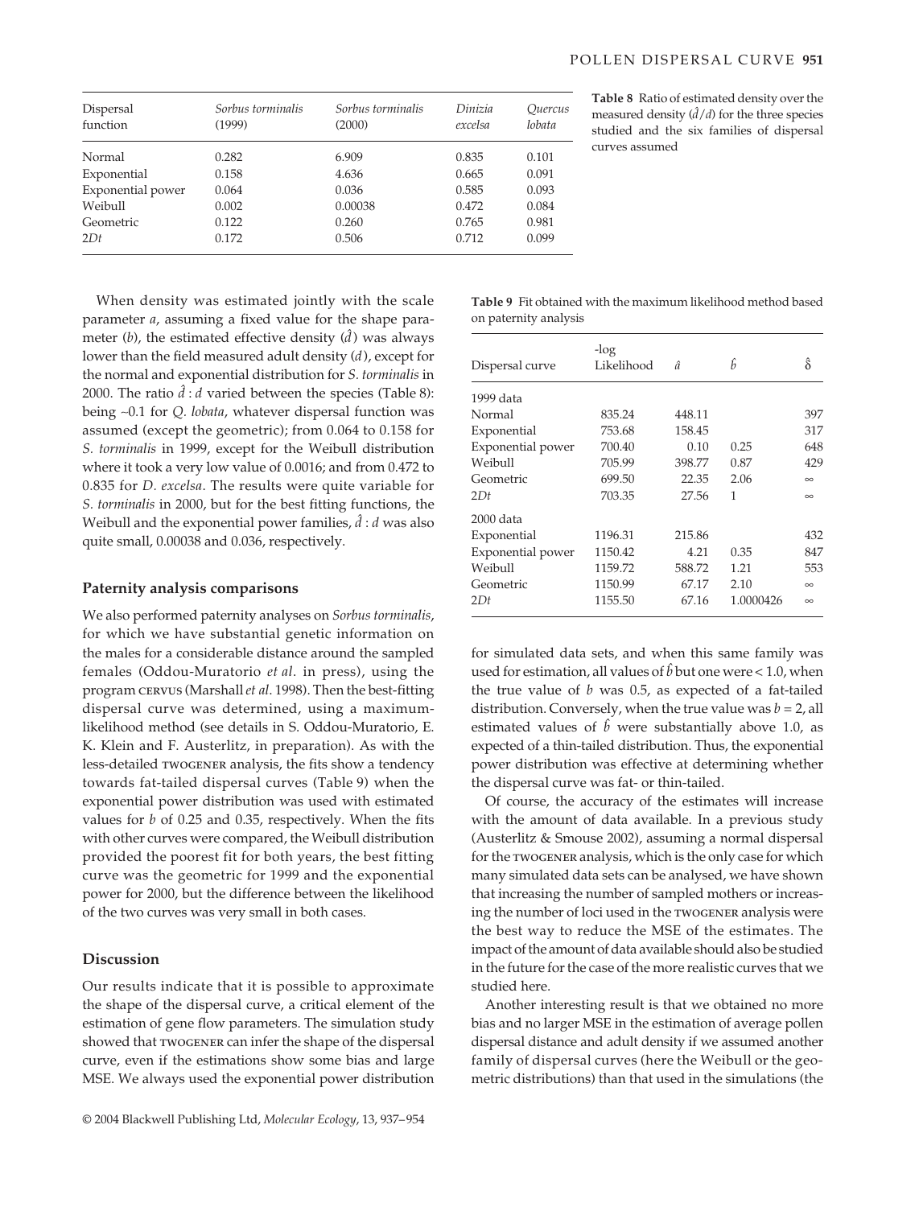| Dispersal function | *Sorbus torminalis* (1999) | *Sorbus torminalis* (2000) | *Dinizia excelsa* | *Quercus lobata* |
|---|---|---|---|---|
| Normal | 0.282 | 6.909 | 0.835 | 0.101 |
| Exponential | 0.158 | 4.636 | 0.665 | 0.091 |
| Exponential power | 0.064 | 0.036 | 0.585 | 0.093 |
| Weibull | 0.002 | 0.00038 | 0.472 | 0.084 |
| Geometric | 0.122 | 0.260 | 0.765 | 0.981 |
| 2*Dt* | 0.172 | 0.506 | 0.712 | 0.099 |

**Table 8** Ratio of estimated density over the measured density ($\hat{d}/d$) for the three species studied and the six families of dispersal curves assumed

When density was estimated jointly with the scale parameter *a*, assuming a fixed value for the shape parameter (*b*), the estimated effective density ($\hat{d}$) was always lower than the field measured adult density ($d$), except for the normal and exponential distribution for *S. torminalis* in 2000. The ratio $\hat{d} : d$ varied between the species (Table 8): being ~0.1 for *Q. lobata*, whatever dispersal function was assumed (except the geometric); from 0.064 to 0.158 for *S. torminalis* in 1999, except for the Weibull distribution where it took a very low value of 0.0016; and from 0.472 to 0.835 for *D. excelsa*. The results were quite variable for *S. torminalis* in 2000, but for the best fitting functions, the Weibull and the exponential power families, $\hat{d} : d$ was also quite small, 0.00038 and 0.036, respectively.

### Paternity analysis comparisons

We also performed paternity analyses on *Sorbus torminalis*, for which we have substantial genetic information on the males for a considerable distance around the sampled females (Oddou-Muratorio *et al*. in press), using the program CERVUS (Marshall *et al*. 1998). Then the best-fitting dispersal curve was determined, using a maximum-likelihood method (see details in S. Oddou-Muratorio, E. K. Klein and F. Austerlitz, in preparation). As with the less-detailed TWOGENER analysis, the fits show a tendency towards fat-tailed dispersal curves (Table 9) when the exponential power distribution was used with estimated values for *b* of 0.25 and 0.35, respectively. When the fits with other curves were compared, the Weibull distribution provided the poorest fit for both years, the best fitting curve was the geometric for 1999 and the exponential power for 2000, but the difference between the likelihood of the two curves was very small in both cases.

**Table 9** Fit obtained with the maximum likelihood method based on paternity analysis

| Dispersal curve | -log Likelihood | $\hat{a}$ | $\hat{b}$ | $\hat{\delta}$ |
|---|---|---|---|---|
| 1999 data | | | | |
| Normal | 835.24 | 448.11 | | 397 |
| Exponential | 753.68 | 158.45 | | 317 |
| Exponential power | 700.40 | 0.10 | 0.25 | 648 |
| Weibull | 705.99 | 398.77 | 0.87 | 429 |
| Geometric | 699.50 | 22.35 | 2.06 | ∞ |
| 2*Dt* | 703.35 | 27.56 | 1 | ∞ |
| 2000 data | | | | |
| Exponential | 1196.31 | 215.86 | | 432 |
| Exponential power | 1150.42 | 4.21 | 0.35 | 847 |
| Weibull | 1159.72 | 588.72 | 1.21 | 553 |
| Geometric | 1150.99 | 67.17 | 2.10 | ∞ |
| 2*Dt* | 1155.50 | 67.16 | 1.0000426 | ∞ |

## Discussion

Our results indicate that it is possible to approximate the shape of the dispersal curve, a critical element of the estimation of gene flow parameters. The simulation study showed that TWOGENER can infer the shape of the dispersal curve, even if the estimations show some bias and large MSE. We always used the exponential power distribution for simulated data sets, and when this same family was used for estimation, all values of $\hat{b}$ but one were < 1.0, when the true value of *b* was 0.5, as expected of a fat-tailed distribution. Conversely, when the true value was $b = 2$, all estimated values of $\hat{b}$ were substantially above 1.0, as expected of a thin-tailed distribution. Thus, the exponential power distribution was effective at determining whether the dispersal curve was fat- or thin-tailed.

Of course, the accuracy of the estimates will increase with the amount of data available. In a previous study (Austerlitz & Smouse 2002), assuming a normal dispersal for the TWOGENER analysis, which is the only case for which many simulated data sets can be analysed, we have shown that increasing the number of sampled mothers or increasing the number of loci used in the TWOGENER analysis were the best way to reduce the MSE of the estimates. The impact of the amount of data available should also be studied in the future for the case of the more realistic curves that we studied here.

Another interesting result is that we obtained no more bias and no larger MSE in the estimation of average pollen dispersal distance and adult density if we assumed another family of dispersal curves (here the Weibull or the geometric distributions) than that used in the simulations (the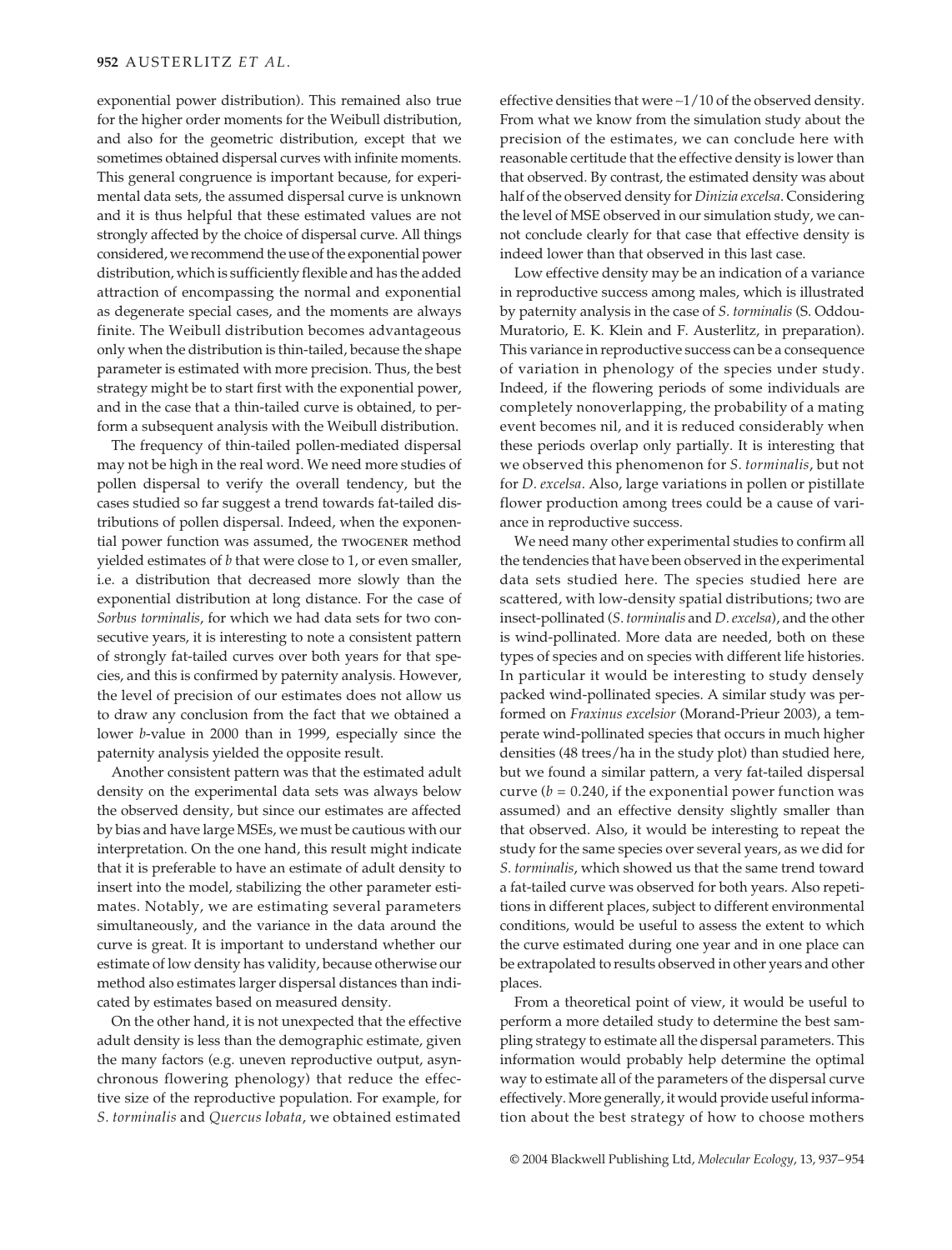exponential power distribution). This remained also true for the higher order moments for the Weibull distribution, and also for the geometric distribution, except that we sometimes obtained dispersal curves with infinite moments. This general congruence is important because, for experimental data sets, the assumed dispersal curve is unknown and it is thus helpful that these estimated values are not strongly affected by the choice of dispersal curve. All things considered, we recommend the use of the exponential power distribution, which is sufficiently flexible and has the added attraction of encompassing the normal and exponential as degenerate special cases, and the moments are always finite. The Weibull distribution becomes advantageous only when the distribution is thin-tailed, because the shape parameter is estimated with more precision. Thus, the best strategy might be to start first with the exponential power, and in the case that a thin-tailed curve is obtained, to perform a subsequent analysis with the Weibull distribution.

The frequency of thin-tailed pollen-mediated dispersal may not be high in the real word. We need more studies of pollen dispersal to verify the overall tendency, but the cases studied so far suggest a trend towards fat-tailed distributions of pollen dispersal. Indeed, when the exponential power function was assumed, the TWOGENER method yielded estimates of $b$ that were close to 1, or even smaller, i.e. a distribution that decreased more slowly than the exponential distribution at long distance. For the case of *Sorbus torminalis*, for which we had data sets for two consecutive years, it is interesting to note a consistent pattern of strongly fat-tailed curves over both years for that species, and this is confirmed by paternity analysis. However, the level of precision of our estimates does not allow us to draw any conclusion from the fact that we obtained a lower $b$-value in 2000 than in 1999, especially since the paternity analysis yielded the opposite result.

Another consistent pattern was that the estimated adult density on the experimental data sets was always below the observed density, but since our estimates are affected by bias and have large MSEs, we must be cautious with our interpretation. On the one hand, this result might indicate that it is preferable to have an estimate of adult density to insert into the model, stabilizing the other parameter estimates. Notably, we are estimating several parameters simultaneously, and the variance in the data around the curve is great. It is important to understand whether our estimate of low density has validity, because otherwise our method also estimates larger dispersal distances than indicated by estimates based on measured density.

On the other hand, it is not unexpected that the effective adult density is less than the demographic estimate, given the many factors (e.g. uneven reproductive output, asynchronous flowering phenology) that reduce the effective size of the reproductive population. For example, for *S. torminalis* and *Quercus lobata*, we obtained estimated effective densities that were ~1/10 of the observed density. From what we know from the simulation study about the precision of the estimates, we can conclude here with reasonable certitude that the effective density is lower than that observed. By contrast, the estimated density was about half of the observed density for *Dinizia excelsa*. Considering the level of MSE observed in our simulation study, we cannot conclude clearly for that case that effective density is indeed lower than that observed in this last case.

Low effective density may be an indication of a variance in reproductive success among males, which is illustrated by paternity analysis in the case of *S. torminalis* (S. Oddou-Muratorio, E. K. Klein and F. Austerlitz, in preparation). This variance in reproductive success can be a consequence of variation in phenology of the species under study. Indeed, if the flowering periods of some individuals are completely nonoverlapping, the probability of a mating event becomes nil, and it is reduced considerably when these periods overlap only partially. It is interesting that we observed this phenomenon for *S. torminalis*, but not for *D. excelsa*. Also, large variations in pollen or pistillate flower production among trees could be a cause of variance in reproductive success.

We need many other experimental studies to confirm all the tendencies that have been observed in the experimental data sets studied here. The species studied here are scattered, with low-density spatial distributions; two are insect-pollinated (*S. torminalis* and *D. excelsa*), and the other is wind-pollinated. More data are needed, both on these types of species and on species with different life histories. In particular it would be interesting to study densely packed wind-pollinated species. A similar study was performed on *Fraxinus excelsior* (Morand-Prieur 2003), a temperate wind-pollinated species that occurs in much higher densities (48 trees/ha in the study plot) than studied here, but we found a similar pattern, a very fat-tailed dispersal curve ($b = 0.240$, if the exponential power function was assumed) and an effective density slightly smaller than that observed. Also, it would be interesting to repeat the study for the same species over several years, as we did for *S. torminalis*, which showed us that the same trend toward a fat-tailed curve was observed for both years. Also repetitions in different places, subject to different environmental conditions, would be useful to assess the extent to which the curve estimated during one year and in one place can be extrapolated to results observed in other years and other places.

From a theoretical point of view, it would be useful to perform a more detailed study to determine the best sampling strategy to estimate all the dispersal parameters. This information would probably help determine the optimal way to estimate all of the parameters of the dispersal curve effectively. More generally, it would provide useful information about the best strategy of how to choose mothers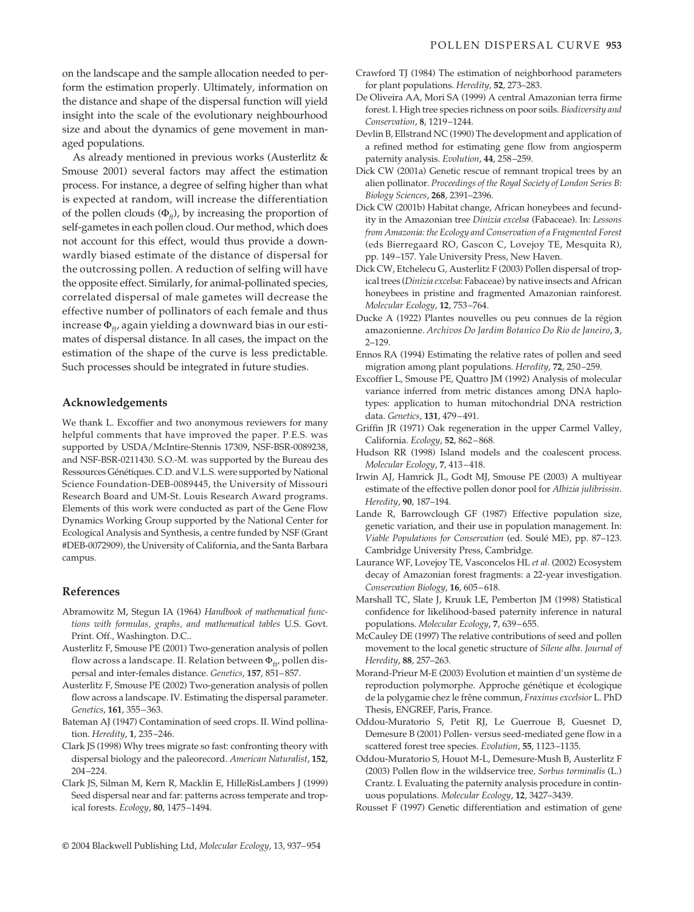on the landscape and the sample allocation needed to perform the estimation properly. Ultimately, information on the distance and shape of the dispersal function will yield insight into the scale of the evolutionary neighbourhood size and about the dynamics of gene movement in managed populations.

As already mentioned in previous works (Austerlitz & Smouse 2001) several factors may affect the estimation process. For instance, a degree of selfing higher than what is expected at random, will increase the differentiation of the pollen clouds ($\Phi_{ft}$), by increasing the proportion of self-gametes in each pollen cloud. Our method, which does not account for this effect, would thus provide a downwardly biased estimate of the distance of dispersal for the outcrossing pollen. A reduction of selfing will have the opposite effect. Similarly, for animal-pollinated species, correlated dispersal of male gametes will decrease the effective number of pollinators of each female and thus increase $\Phi_{ft}$, again yielding a downward bias in our estimates of dispersal distance. In all cases, the impact on the estimation of the shape of the curve is less predictable. Such processes should be integrated in future studies.

## Acknowledgements

We thank L. Excoffier and two anonymous reviewers for many helpful comments that have improved the paper. P.E.S. was supported by USDA/McIntire-Stennis 17309, NSF-BSR-0089238, and NSF-BSR-0211430. S.O.-M. was supported by the Bureau des Ressources Génétiques. C.D. and V.L.S. were supported by National Science Foundation-DEB-0089445, the University of Missouri Research Board and UM-St. Louis Research Award programs. Elements of this work were conducted as part of the Gene Flow Dynamics Working Group supported by the National Center for Ecological Analysis and Synthesis, a centre funded by NSF (Grant #DEB-0072909), the University of California, and the Santa Barbara campus.

## References

Abramowitz M, Stegun IA (1964) *Handbook of mathematical functions with formulas, graphs, and mathematical tables* U.S. Govt. Print. Off., Washington. D.C..

Austerlitz F, Smouse PE (2001) Two-generation analysis of pollen flow across a landscape. II. Relation between $\Phi_{ft}$, pollen dispersal and inter-females distance. *Genetics*, **157**, 851–857.

Austerlitz F, Smouse PE (2002) Two-generation analysis of pollen flow across a landscape. IV. Estimating the dispersal parameter. *Genetics*, **161**, 355–363.

Bateman AJ (1947) Contamination of seed crops. II. Wind pollination. *Heredity*, **1**, 235–246.

Clark JS (1998) Why trees migrate so fast: confronting theory with dispersal biology and the paleorecord. *American Naturalist*, **152**, 204–224.

Clark JS, Silman M, Kern R, Macklin E, HilleRisLambers J (1999) Seed dispersal near and far: patterns across temperate and tropical forests. *Ecology*, **80**, 1475–1494.

Crawford TJ (1984) The estimation of neighborhood parameters for plant populations. *Heredity*, **52**, 273–283.

De Oliveira AA, Mori SA (1999) A central Amazonian terra firme forest. I. High tree species richness on poor soils. *Biodiversity and Conservation*, **8**, 1219–1244.

Devlin B, Ellstrand NC (1990) The development and application of a refined method for estimating gene flow from angiosperm paternity analysis. *Evolution*, **44**, 258–259.

Dick CW (2001a) Genetic rescue of remnant tropical trees by an alien pollinator. *Proceedings of the Royal Society of London Series B: Biology Sciences*, **268**, 2391–2396.

Dick CW (2001b) Habitat change, African honeybees and fecundity in the Amazonian tree *Dinizia excelsa* (Fabaceae). In: *Lessons from Amazonia: the Ecology and Conservation of a Fragmented Forest* (eds Bierregaard RO, Gascon C, Lovejoy TE, Mesquita R), pp. 149–157. Yale University Press, New Haven.

Dick CW, Etchelecu G, Austerlitz F (2003) Pollen dispersal of tropical trees (*Dinizia excelsa*: Fabaceae) by native insects and African honeybees in pristine and fragmented Amazonian rainforest. *Molecular Ecology*, **12**, 753–764.

Ducke A (1922) Plantes nouvelles ou peu connues de la région amazonienne. *Archivos Do Jardim Botanico Do Rio de Janeiro*, **3**, 2–129.

Ennos RA (1994) Estimating the relative rates of pollen and seed migration among plant populations. *Heredity*, **72**, 250–259.

Excoffier L, Smouse PE, Quattro JM (1992) Analysis of molecular variance inferred from metric distances among DNA haplotypes: application to human mitochondrial DNA restriction data. *Genetics*, **131**, 479–491.

Griffin JR (1971) Oak regeneration in the upper Carmel Valley, California. *Ecology*, **52**, 862–868.

Hudson RR (1998) Island models and the coalescent process. *Molecular Ecology*, **7**, 413–418.

Irwin AJ, Hamrick JL, Godt MJ, Smouse PE (2003) A multiyear estimate of the effective pollen donor pool for *Albizia julibrissin*. *Heredity*, **90**, 187–194.

Lande R, Barrowclough GF (1987) Effective population size, genetic variation, and their use in population management. In: *Viable Populations for Conservation* (ed. Soulé ME), pp. 87–123. Cambridge University Press, Cambridge.

Laurance WF, Lovejoy TE, Vasconcelos HL *et al.* (2002) Ecosystem decay of Amazonian forest fragments: a 22-year investigation. *Conservation Biology*, **16**, 605–618.

Marshall TC, Slate J, Kruuk LE, Pemberton JM (1998) Statistical confidence for likelihood-based paternity inference in natural populations. *Molecular Ecology*, **7**, 639–655.

McCauley DE (1997) The relative contributions of seed and pollen movement to the local genetic structure of *Silene alba*. *Journal of Heredity*, **88**, 257–263.

Morand-Prieur M-E (2003) Evolution et maintien d'un système de reproduction polymorphe. Approche génétique et écologique de la polygamie chez le frêne commun, *Fraxinus excelsior* L. PhD Thesis, ENGREF, Paris, France.

Oddou-Muratorio S, Petit RJ, Le Guerroue B, Guesnet D, Demesure B (2001) Pollen- versus seed-mediated gene flow in a scattered forest tree species. *Evolution*, **55**, 1123–1135.

Oddou-Muratorio S, Houot M-L, Demesure-Mush B, Austerlitz F (2003) Pollen flow in the wildservice tree, *Sorbus torminalis* (L.) Crantz. I. Evaluating the paternity analysis procedure in continuous populations. *Molecular Ecology*, **12**, 3427–3439.

Rousset F (1997) Genetic differentiation and estimation of gene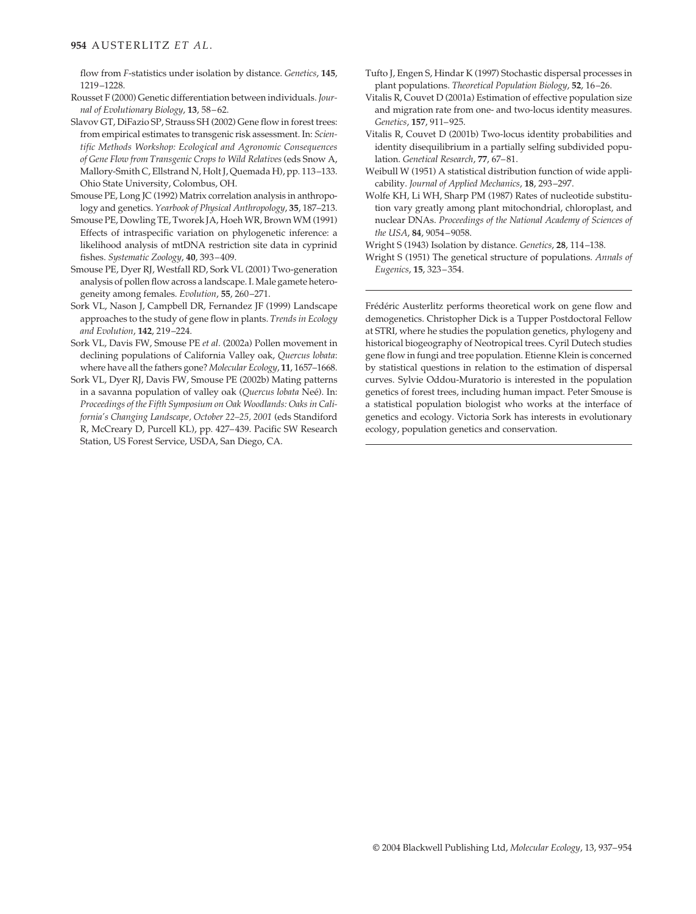flow from *F*-statistics under isolation by distance. *Genetics*, **145**, 1219–1228.

Rousset F (2000) Genetic differentiation between individuals. *Journal of Evolutionary Biology*, **13**, 58–62.

Slavov GT, DiFazio SP, Strauss SH (2002) Gene flow in forest trees: from empirical estimates to transgenic risk assessment. In: *Scientific Methods Workshop: Ecological and Agronomic Consequences of Gene Flow from Transgenic Crops to Wild Relatives* (eds Snow A, Mallory-Smith C, Ellstrand N, Holt J, Quemada H), pp. 113–133. Ohio State University, Colombus, OH.

Smouse PE, Long JC (1992) Matrix correlation analysis in anthropology and genetics. *Yearbook of Physical Anthropology*, **35**, 187–213.

Smouse PE, Dowling TE, Tworek JA, Hoeh WR, Brown WM (1991) Effects of intraspecific variation on phylogenetic inference: a likelihood analysis of mtDNA restriction site data in cyprinid fishes. *Systematic Zoology*, **40**, 393–409.

Smouse PE, Dyer RJ, Westfall RD, Sork VL (2001) Two-generation analysis of pollen flow across a landscape. I. Male gamete heterogeneity among females. *Evolution*, **55**, 260–271.

Sork VL, Nason J, Campbell DR, Fernandez JF (1999) Landscape approaches to the study of gene flow in plants. *Trends in Ecology and Evolution*, **142**, 219–224.

Sork VL, Davis FW, Smouse PE *et al.* (2002a) Pollen movement in declining populations of California Valley oak, *Quercus lobata*: where have all the fathers gone? *Molecular Ecology*, **11**, 1657–1668.

Sork VL, Dyer RJ, Davis FW, Smouse PE (2002b) Mating patterns in a savanna population of valley oak (*Quercus lobata* Neé). In: *Proceedings of the Fifth Symposium on Oak Woodlands: Oaks in California's Changing Landscape, October 22–25, 2001* (eds Standiford R, McCreary D, Purcell KL), pp. 427–439. Pacific SW Research Station, US Forest Service, USDA, San Diego, CA.

Tufto J, Engen S, Hindar K (1997) Stochastic dispersal processes in plant populations. *Theoretical Population Biology*, **52**, 16–26.

Vitalis R, Couvet D (2001a) Estimation of effective population size and migration rate from one- and two-locus identity measures. *Genetics*, **157**, 911–925.

Vitalis R, Couvet D (2001b) Two-locus identity probabilities and identity disequilibrium in a partially selfing subdivided population. *Genetical Research*, **77**, 67–81.

Weibull W (1951) A statistical distribution function of wide applicability. *Journal of Applied Mechanics*, **18**, 293–297.

Wolfe KH, Li WH, Sharp PM (1987) Rates of nucleotide substitution vary greatly among plant mitochondrial, chloroplast, and nuclear DNAs. *Proceedings of the National Academy of Sciences of the USA*, **84**, 9054–9058.

Wright S (1943) Isolation by distance. *Genetics*, **28**, 114–138.

Wright S (1951) The genetical structure of populations. *Annals of Eugenics*, **15**, 323–354.

---

Frédéric Austerlitz performs theoretical work on gene flow and demogenetics. Christopher Dick is a Tupper Postdoctoral Fellow at STRI, where he studies the population genetics, phylogeny and historical biogeography of Neotropical trees. Cyril Dutech studies gene flow in fungi and tree population. Etienne Klein is concerned by statistical questions in relation to the estimation of dispersal curves. Sylvie Oddou-Muratorio is interested in the population genetics of forest trees, including human impact. Peter Smouse is a statistical population biologist who works at the interface of genetics and ecology. Victoria Sork has interests in evolutionary ecology, population genetics and conservation.